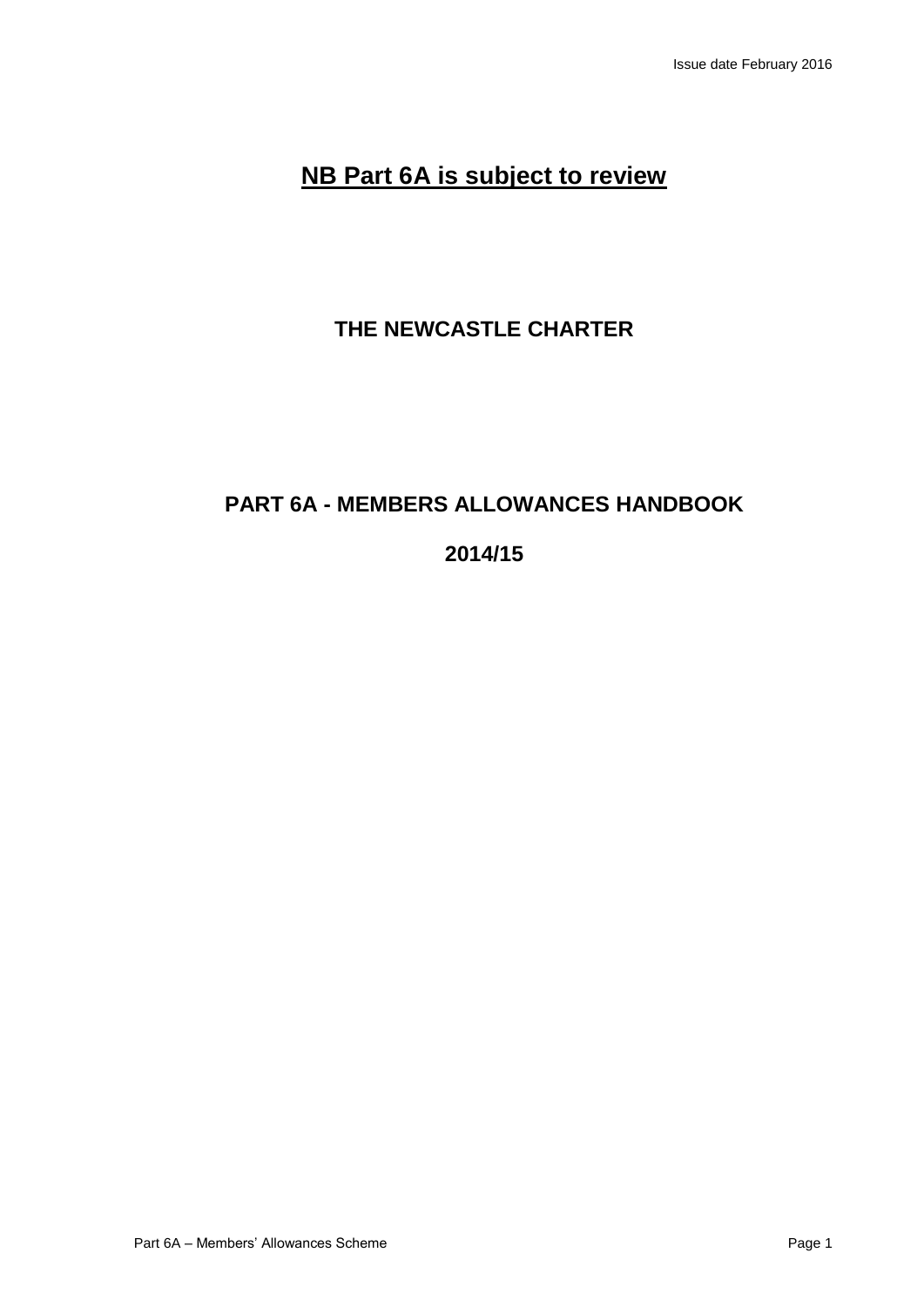Issue date February 2016

# NB Part 6A is subject to review

## THE NEWCASTLE CHARTER

## PART 6A - MEMBERS ALLOWANCES HANDBOOK

## 2014/15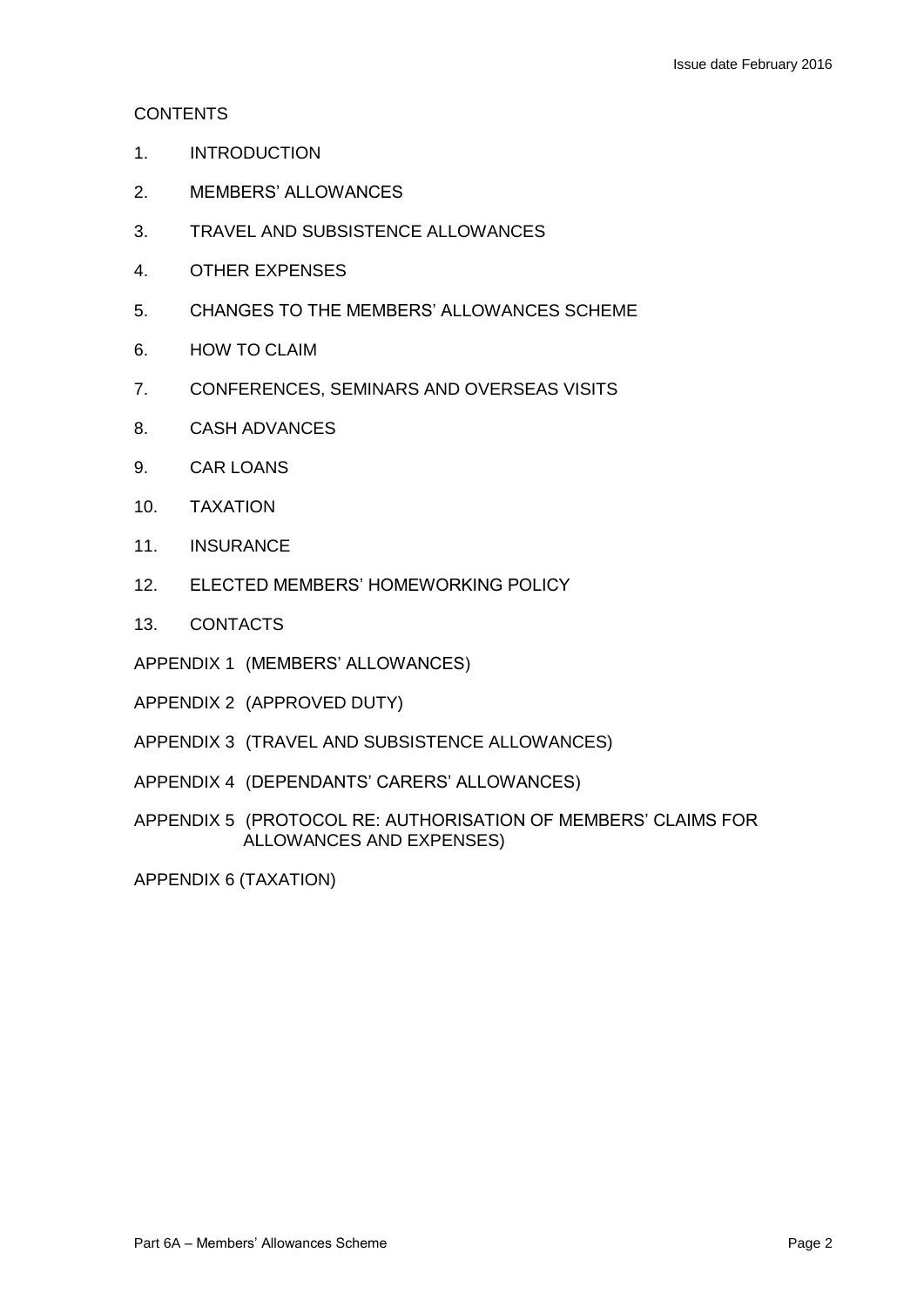CONTENTS

1. INTRODUCTION
2. MEMBERS' ALLOWANCES
3. TRAVEL AND SUBSISTENCE ALLOWANCES
4. OTHER EXPENSES
5. CHANGES TO THE MEMBERS' ALLOWANCES SCHEME
6. HOW TO CLAIM
7. CONFERENCES, SEMINARS AND OVERSEAS VISITS
8. CASH ADVANCES
9. CAR LOANS
10. TAXATION
11. INSURANCE
12. ELECTED MEMBERS' HOMEWORKING POLICY
13. CONTACTS

APPENDIX 1 (MEMBERS' ALLOWANCES)

APPENDIX 2 (APPROVED DUTY)

APPENDIX 3 (TRAVEL AND SUBSISTENCE ALLOWANCES)

APPENDIX 4 (DEPENDANTS' CARERS' ALLOWANCES)

APPENDIX 5 (PROTOCOL RE: AUTHORISATION OF MEMBERS' CLAIMS FOR ALLOWANCES AND EXPENSES)

APPENDIX 6 (TAXATION)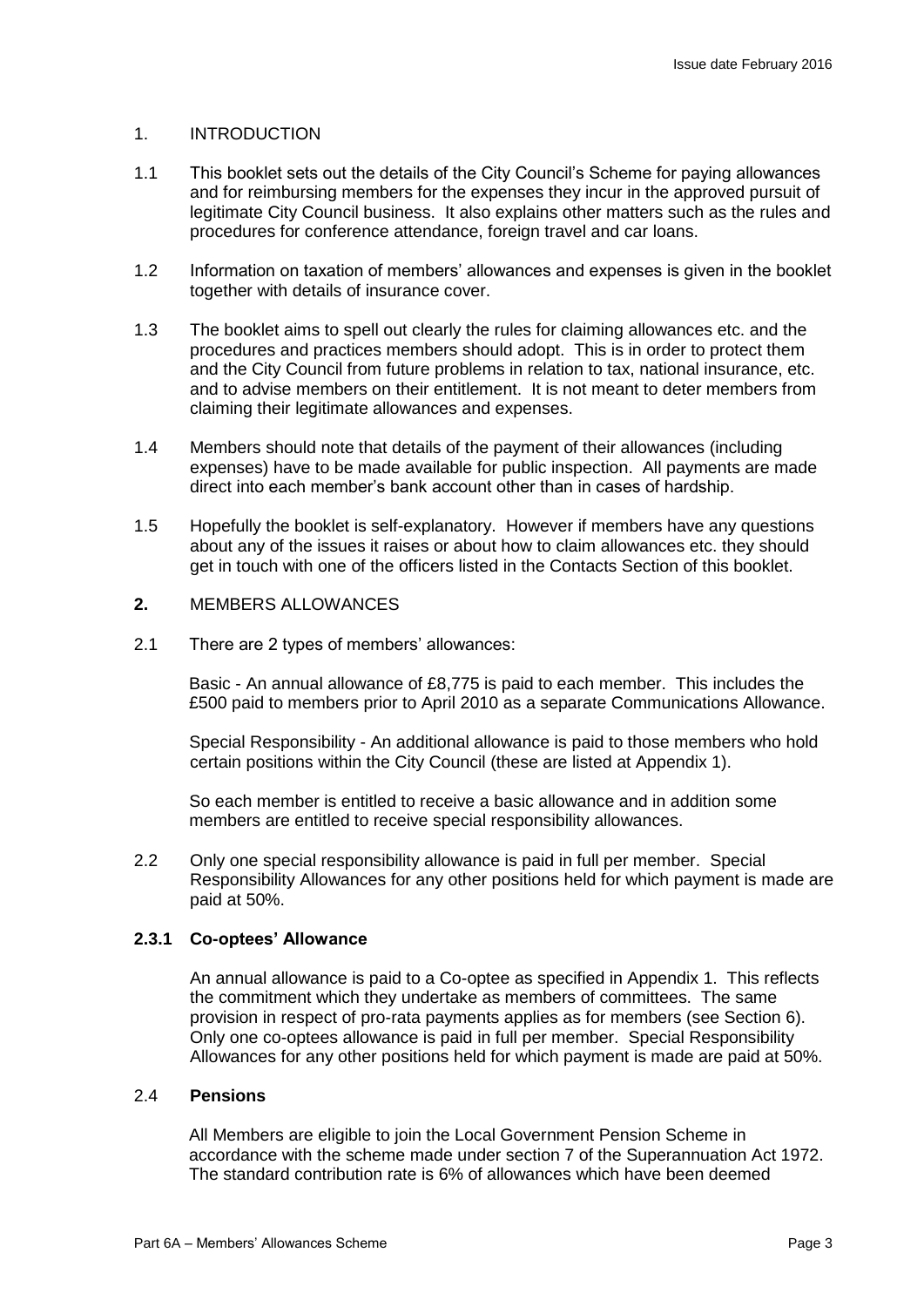## 1. INTRODUCTION

1.1 This booklet sets out the details of the City Council's Scheme for paying allowances and for reimbursing members for the expenses they incur in the approved pursuit of legitimate City Council business. It also explains other matters such as the rules and procedures for conference attendance, foreign travel and car loans.

1.2 Information on taxation of members' allowances and expenses is given in the booklet together with details of insurance cover.

1.3 The booklet aims to spell out clearly the rules for claiming allowances etc. and the procedures and practices members should adopt. This is in order to protect them and the City Council from future problems in relation to tax, national insurance, etc. and to advise members on their entitlement. It is not meant to deter members from claiming their legitimate allowances and expenses.

1.4 Members should note that details of the payment of their allowances (including expenses) have to be made available for public inspection. All payments are made direct into each member's bank account other than in cases of hardship.

1.5 Hopefully the booklet is self-explanatory. However if members have any questions about any of the issues it raises or about how to claim allowances etc. they should get in touch with one of the officers listed in the Contacts Section of this booklet.

## **2.** MEMBERS ALLOWANCES

2.1 There are 2 types of members' allowances:

Basic - An annual allowance of £8,775 is paid to each member. This includes the £500 paid to members prior to April 2010 as a separate Communications Allowance.

Special Responsibility - An additional allowance is paid to those members who hold certain positions within the City Council (these are listed at Appendix 1).

So each member is entitled to receive a basic allowance and in addition some members are entitled to receive special responsibility allowances.

2.2 Only one special responsibility allowance is paid in full per member. Special Responsibility Allowances for any other positions held for which payment is made are paid at 50%.

### **2.3.1 Co-optees' Allowance**

An annual allowance is paid to a Co-optee as specified in Appendix 1. This reflects the commitment which they undertake as members of committees. The same provision in respect of pro-rata payments applies as for members (see Section 6). Only one co-optees allowance is paid in full per member. Special Responsibility Allowances for any other positions held for which payment is made are paid at 50%.

### 2.4 **Pensions**

All Members are eligible to join the Local Government Pension Scheme in accordance with the scheme made under section 7 of the Superannuation Act 1972. The standard contribution rate is 6% of allowances which have been deemed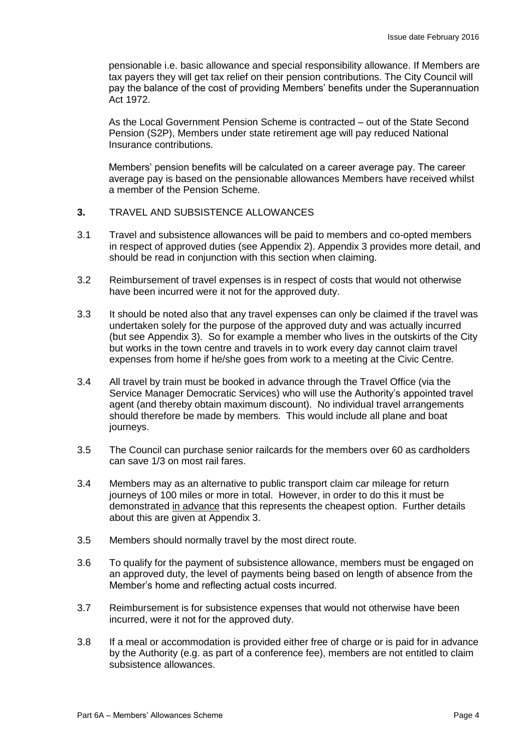pensionable i.e. basic allowance and special responsibility allowance. If Members are tax payers they will get tax relief on their pension contributions. The City Council will pay the balance of the cost of providing Members' benefits under the Superannuation Act 1972.

As the Local Government Pension Scheme is contracted – out of the State Second Pension (S2P), Members under state retirement age will pay reduced National Insurance contributions.

Members' pension benefits will be calculated on a career average pay. The career average pay is based on the pensionable allowances Members have received whilst a member of the Pension Scheme.

**3.** TRAVEL AND SUBSISTENCE ALLOWANCES

3.1 Travel and subsistence allowances will be paid to members and co-opted members in respect of approved duties (see Appendix 2). Appendix 3 provides more detail, and should be read in conjunction with this section when claiming.

3.2 Reimbursement of travel expenses is in respect of costs that would not otherwise have been incurred were it not for the approved duty.

3.3 It should be noted also that any travel expenses can only be claimed if the travel was undertaken solely for the purpose of the approved duty and was actually incurred (but see Appendix 3). So for example a member who lives in the outskirts of the City but works in the town centre and travels in to work every day cannot claim travel expenses from home if he/she goes from work to a meeting at the Civic Centre.

3.4 All travel by train must be booked in advance through the Travel Office (via the Service Manager Democratic Services) who will use the Authority's appointed travel agent (and thereby obtain maximum discount). No individual travel arrangements should therefore be made by members. This would include all plane and boat journeys.

3.5 The Council can purchase senior railcards for the members over 60 as cardholders can save 1/3 on most rail fares.

3.4 Members may as an alternative to public transport claim car mileage for return journeys of 100 miles or more in total. However, in order to do this it must be demonstrated <u>in advance</u> that this represents the cheapest option. Further details about this are given at Appendix 3.

3.5 Members should normally travel by the most direct route.

3.6 To qualify for the payment of subsistence allowance, members must be engaged on an approved duty, the level of payments being based on length of absence from the Member's home and reflecting actual costs incurred.

3.7 Reimbursement is for subsistence expenses that would not otherwise have been incurred, were it not for the approved duty.

3.8 If a meal or accommodation is provided either free of charge or is paid for in advance by the Authority (e.g. as part of a conference fee), members are not entitled to claim subsistence allowances.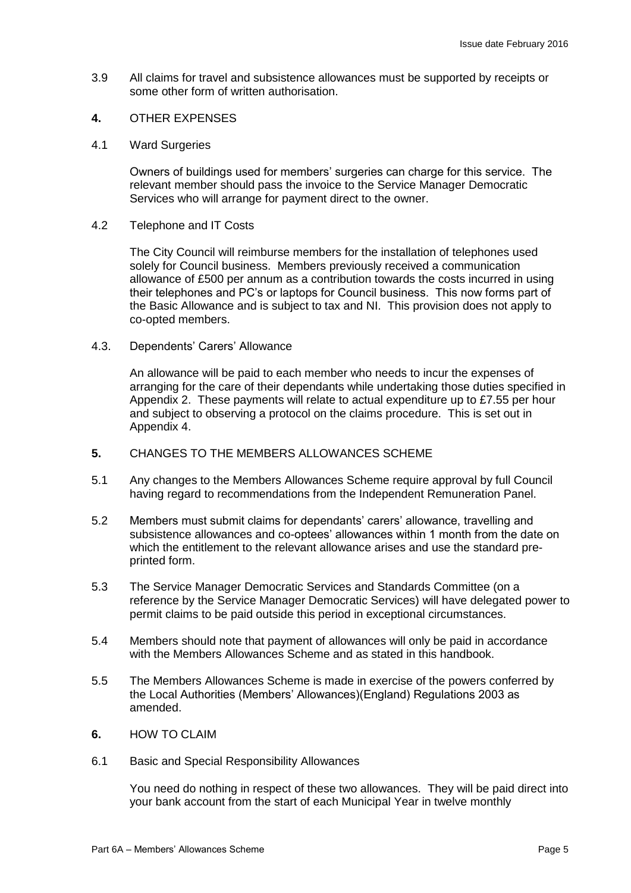3.9 All claims for travel and subsistence allowances must be supported by receipts or some other form of written authorisation.

## 4. OTHER EXPENSES

4.1 Ward Surgeries

Owners of buildings used for members' surgeries can charge for this service. The relevant member should pass the invoice to the Service Manager Democratic Services who will arrange for payment direct to the owner.

4.2 Telephone and IT Costs

The City Council will reimburse members for the installation of telephones used solely for Council business. Members previously received a communication allowance of £500 per annum as a contribution towards the costs incurred in using their telephones and PC's or laptops for Council business. This now forms part of the Basic Allowance and is subject to tax and NI. This provision does not apply to co-opted members.

4.3. Dependents' Carers' Allowance

An allowance will be paid to each member who needs to incur the expenses of arranging for the care of their dependants while undertaking those duties specified in Appendix 2. These payments will relate to actual expenditure up to £7.55 per hour and subject to observing a protocol on the claims procedure. This is set out in Appendix 4.

## 5. CHANGES TO THE MEMBERS ALLOWANCES SCHEME

5.1 Any changes to the Members Allowances Scheme require approval by full Council having regard to recommendations from the Independent Remuneration Panel.

5.2 Members must submit claims for dependants' carers' allowance, travelling and subsistence allowances and co-optees' allowances within 1 month from the date on which the entitlement to the relevant allowance arises and use the standard pre-printed form.

5.3 The Service Manager Democratic Services and Standards Committee (on a reference by the Service Manager Democratic Services) will have delegated power to permit claims to be paid outside this period in exceptional circumstances.

5.4 Members should note that payment of allowances will only be paid in accordance with the Members Allowances Scheme and as stated in this handbook.

5.5 The Members Allowances Scheme is made in exercise of the powers conferred by the Local Authorities (Members' Allowances)(England) Regulations 2003 as amended.

## 6. HOW TO CLAIM

6.1 Basic and Special Responsibility Allowances

You need do nothing in respect of these two allowances. They will be paid direct into your bank account from the start of each Municipal Year in twelve monthly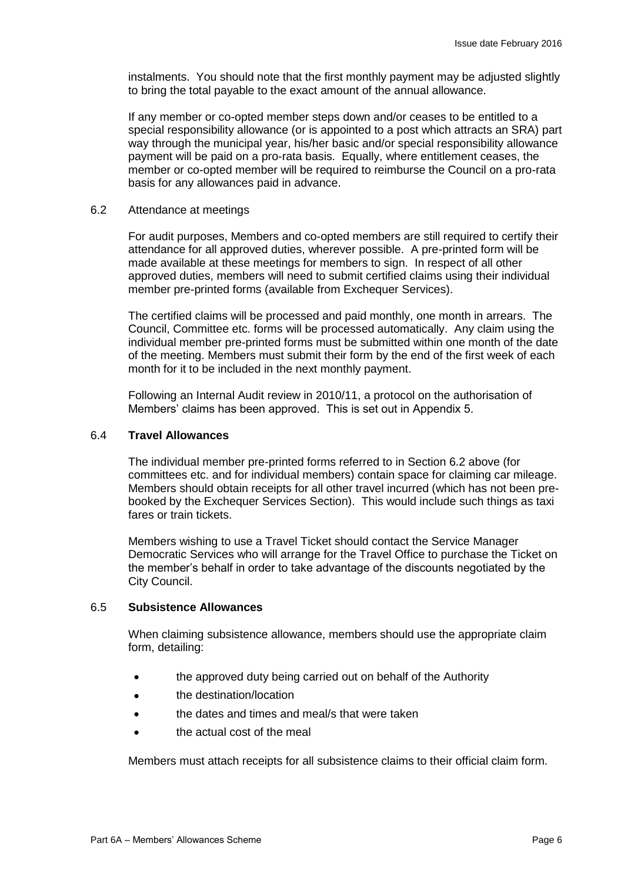instalments. You should note that the first monthly payment may be adjusted slightly to bring the total payable to the exact amount of the annual allowance.

If any member or co-opted member steps down and/or ceases to be entitled to a special responsibility allowance (or is appointed to a post which attracts an SRA) part way through the municipal year, his/her basic and/or special responsibility allowance payment will be paid on a pro-rata basis. Equally, where entitlement ceases, the member or co-opted member will be required to reimburse the Council on a pro-rata basis for any allowances paid in advance.

6.2 Attendance at meetings

For audit purposes, Members and co-opted members are still required to certify their attendance for all approved duties, wherever possible. A pre-printed form will be made available at these meetings for members to sign. In respect of all other approved duties, members will need to submit certified claims using their individual member pre-printed forms (available from Exchequer Services).

The certified claims will be processed and paid monthly, one month in arrears. The Council, Committee etc. forms will be processed automatically. Any claim using the individual member pre-printed forms must be submitted within one month of the date of the meeting. Members must submit their form by the end of the first week of each month for it to be included in the next monthly payment.

Following an Internal Audit review in 2010/11, a protocol on the authorisation of Members' claims has been approved. This is set out in Appendix 5.

## 6.4 **Travel Allowances**

The individual member pre-printed forms referred to in Section 6.2 above (for committees etc. and for individual members) contain space for claiming car mileage. Members should obtain receipts for all other travel incurred (which has not been pre-booked by the Exchequer Services Section). This would include such things as taxi fares or train tickets.

Members wishing to use a Travel Ticket should contact the Service Manager Democratic Services who will arrange for the Travel Office to purchase the Ticket on the member's behalf in order to take advantage of the discounts negotiated by the City Council.

## 6.5 **Subsistence Allowances**

When claiming subsistence allowance, members should use the appropriate claim form, detailing:

- the approved duty being carried out on behalf of the Authority
- the destination/location
- the dates and times and meal/s that were taken
- the actual cost of the meal

Members must attach receipts for all subsistence claims to their official claim form.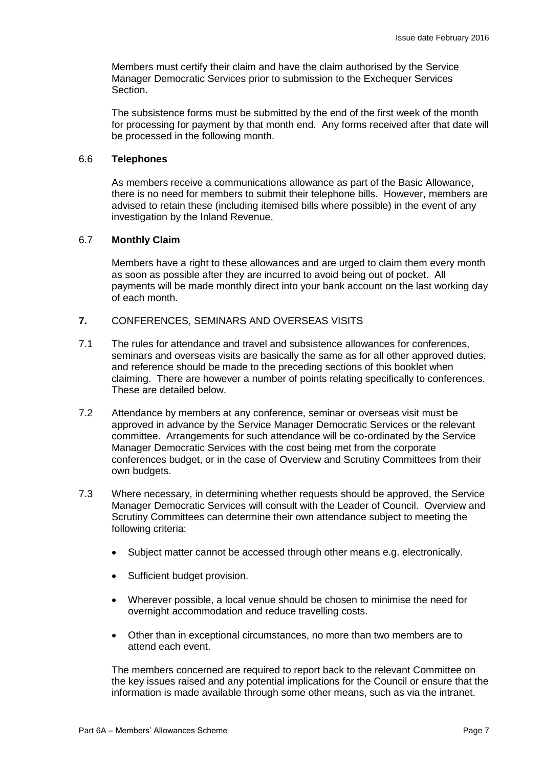Members must certify their claim and have the claim authorised by the Service Manager Democratic Services prior to submission to the Exchequer Services Section.

The subsistence forms must be submitted by the end of the first week of the month for processing for payment by that month end. Any forms received after that date will be processed in the following month.

### 6.6 **Telephones**

As members receive a communications allowance as part of the Basic Allowance, there is no need for members to submit their telephone bills. However, members are advised to retain these (including itemised bills where possible) in the event of any investigation by the Inland Revenue.

### 6.7 **Monthly Claim**

Members have a right to these allowances and are urged to claim them every month as soon as possible after they are incurred to avoid being out of pocket. All payments will be made monthly direct into your bank account on the last working day of each month.

## **7.** CONFERENCES, SEMINARS AND OVERSEAS VISITS

7.1 The rules for attendance and travel and subsistence allowances for conferences, seminars and overseas visits are basically the same as for all other approved duties, and reference should be made to the preceding sections of this booklet when claiming. There are however a number of points relating specifically to conferences. These are detailed below.

7.2 Attendance by members at any conference, seminar or overseas visit must be approved in advance by the Service Manager Democratic Services or the relevant committee. Arrangements for such attendance will be co-ordinated by the Service Manager Democratic Services with the cost being met from the corporate conferences budget, or in the case of Overview and Scrutiny Committees from their own budgets.

7.3 Where necessary, in determining whether requests should be approved, the Service Manager Democratic Services will consult with the Leader of Council. Overview and Scrutiny Committees can determine their own attendance subject to meeting the following criteria:

- Subject matter cannot be accessed through other means e.g. electronically.
- Sufficient budget provision.
- Wherever possible, a local venue should be chosen to minimise the need for overnight accommodation and reduce travelling costs.
- Other than in exceptional circumstances, no more than two members are to attend each event.

The members concerned are required to report back to the relevant Committee on the key issues raised and any potential implications for the Council or ensure that the information is made available through some other means, such as via the intranet.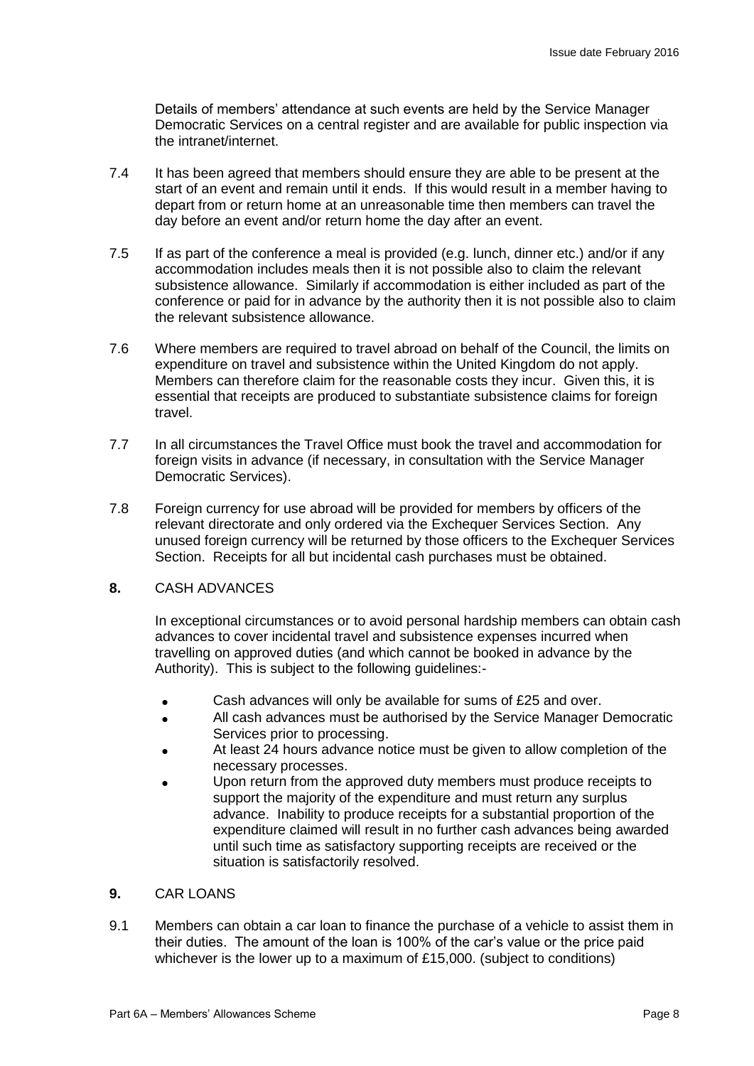Details of members' attendance at such events are held by the Service Manager Democratic Services on a central register and are available for public inspection via the intranet/internet.

7.4 It has been agreed that members should ensure they are able to be present at the start of an event and remain until it ends. If this would result in a member having to depart from or return home at an unreasonable time then members can travel the day before an event and/or return home the day after an event.

7.5 If as part of the conference a meal is provided (e.g. lunch, dinner etc.) and/or if any accommodation includes meals then it is not possible also to claim the relevant subsistence allowance. Similarly if accommodation is either included as part of the conference or paid for in advance by the authority then it is not possible also to claim the relevant subsistence allowance.

7.6 Where members are required to travel abroad on behalf of the Council, the limits on expenditure on travel and subsistence within the United Kingdom do not apply. Members can therefore claim for the reasonable costs they incur. Given this, it is essential that receipts are produced to substantiate subsistence claims for foreign travel.

7.7 In all circumstances the Travel Office must book the travel and accommodation for foreign visits in advance (if necessary, in consultation with the Service Manager Democratic Services).

7.8 Foreign currency for use abroad will be provided for members by officers of the relevant directorate and only ordered via the Exchequer Services Section. Any unused foreign currency will be returned by those officers to the Exchequer Services Section. Receipts for all but incidental cash purchases must be obtained.

## 8. CASH ADVANCES

In exceptional circumstances or to avoid personal hardship members can obtain cash advances to cover incidental travel and subsistence expenses incurred when travelling on approved duties (and which cannot be booked in advance by the Authority). This is subject to the following guidelines:-

- Cash advances will only be available for sums of £25 and over.
- All cash advances must be authorised by the Service Manager Democratic Services prior to processing.
- At least 24 hours advance notice must be given to allow completion of the necessary processes.
- Upon return from the approved duty members must produce receipts to support the majority of the expenditure and must return any surplus advance. Inability to produce receipts for a substantial proportion of the expenditure claimed will result in no further cash advances being awarded until such time as satisfactory supporting receipts are received or the situation is satisfactorily resolved.

## 9. CAR LOANS

9.1 Members can obtain a car loan to finance the purchase of a vehicle to assist them in their duties. The amount of the loan is 100% of the car's value or the price paid whichever is the lower up to a maximum of £15,000. (subject to conditions)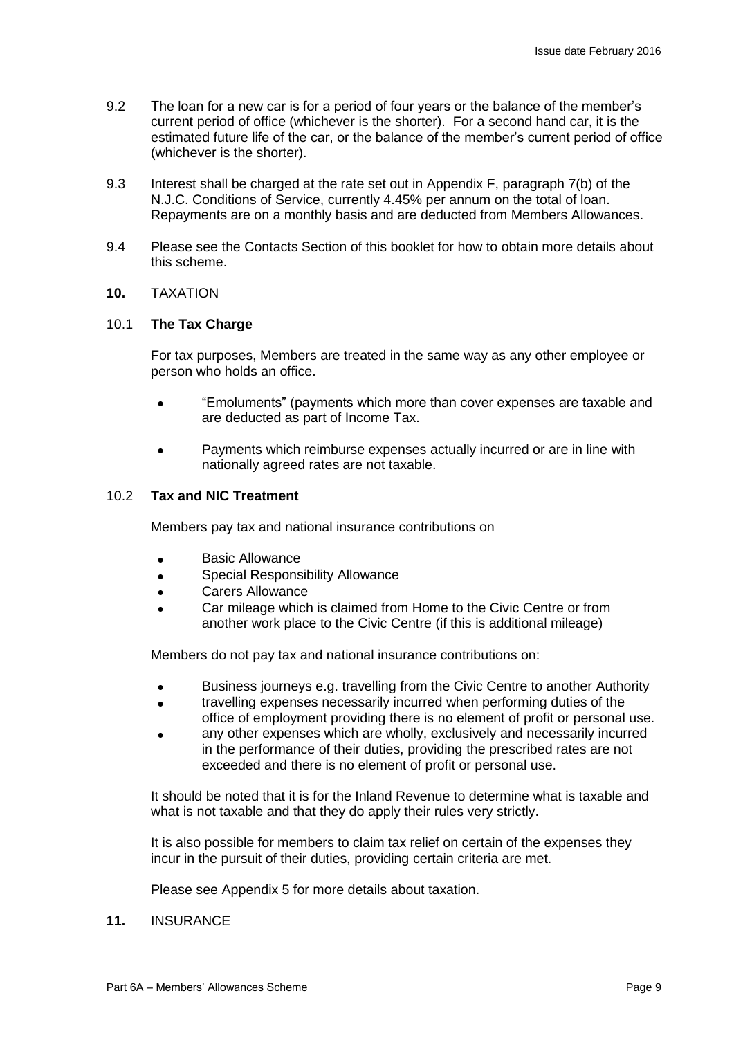9.2 The loan for a new car is for a period of four years or the balance of the member's current period of office (whichever is the shorter). For a second hand car, it is the estimated future life of the car, or the balance of the member's current period of office (whichever is the shorter).

9.3 Interest shall be charged at the rate set out in Appendix F, paragraph 7(b) of the N.J.C. Conditions of Service, currently 4.45% per annum on the total of loan. Repayments are on a monthly basis and are deducted from Members Allowances.

9.4 Please see the Contacts Section of this booklet for how to obtain more details about this scheme.

## **10.** TAXATION

### 10.1 **The Tax Charge**

For tax purposes, Members are treated in the same way as any other employee or person who holds an office.

- "Emoluments" (payments which more than cover expenses are taxable and are deducted as part of Income Tax.
- Payments which reimburse expenses actually incurred or are in line with nationally agreed rates are not taxable.

### 10.2 **Tax and NIC Treatment**

Members pay tax and national insurance contributions on

- Basic Allowance
- Special Responsibility Allowance
- Carers Allowance
- Car mileage which is claimed from Home to the Civic Centre or from another work place to the Civic Centre (if this is additional mileage)

Members do not pay tax and national insurance contributions on:

- Business journeys e.g. travelling from the Civic Centre to another Authority
- travelling expenses necessarily incurred when performing duties of the office of employment providing there is no element of profit or personal use.
- any other expenses which are wholly, exclusively and necessarily incurred in the performance of their duties, providing the prescribed rates are not exceeded and there is no element of profit or personal use.

It should be noted that it is for the Inland Revenue to determine what is taxable and what is not taxable and that they do apply their rules very strictly.

It is also possible for members to claim tax relief on certain of the expenses they incur in the pursuit of their duties, providing certain criteria are met.

Please see Appendix 5 for more details about taxation.

## **11.** INSURANCE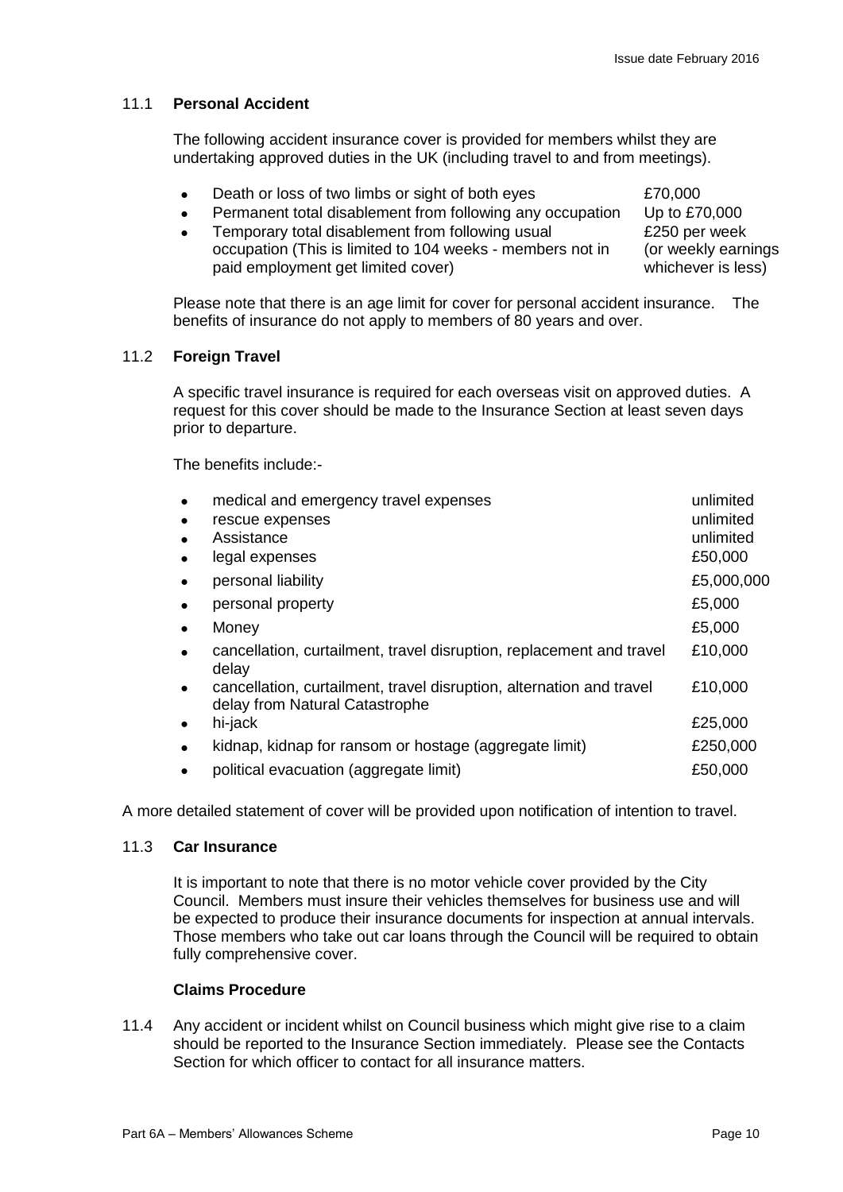### 11.1 **Personal Accident**

The following accident insurance cover is provided for members whilst they are undertaking approved duties in the UK (including travel to and from meetings).

| | |
|---|---|
| • Death or loss of two limbs or sight of both eyes | £70,000 |
| • Permanent total disablement from following any occupation | Up to £70,000 |
| • Temporary total disablement from following usual occupation (This is limited to 104 weeks - members not in paid employment get limited cover) | £250 per week (or weekly earnings whichever is less) |

Please note that there is an age limit for cover for personal accident insurance. The benefits of insurance do not apply to members of 80 years and over.

### 11.2 **Foreign Travel**

A specific travel insurance is required for each overseas visit on approved duties. A request for this cover should be made to the Insurance Section at least seven days prior to departure.

The benefits include:-

| | |
|---|---|
| • medical and emergency travel expenses | unlimited |
| • rescue expenses | unlimited |
| • Assistance | unlimited |
| • legal expenses | £50,000 |
| • personal liability | £5,000,000 |
| • personal property | £5,000 |
| • Money | £5,000 |
| • cancellation, curtailment, travel disruption, replacement and travel delay | £10,000 |
| • cancellation, curtailment, travel disruption, alternation and travel delay from Natural Catastrophe | £10,000 |
| • hi-jack | £25,000 |
| • kidnap, kidnap for ransom or hostage (aggregate limit) | £250,000 |
| • political evacuation (aggregate limit) | £50,000 |

A more detailed statement of cover will be provided upon notification of intention to travel.

### 11.3 **Car Insurance**

It is important to note that there is no motor vehicle cover provided by the City Council. Members must insure their vehicles themselves for business use and will be expected to produce their insurance documents for inspection at annual intervals. Those members who take out car loans through the Council will be required to obtain fully comprehensive cover.

### **Claims Procedure**

11.4 Any accident or incident whilst on Council business which might give rise to a claim should be reported to the Insurance Section immediately. Please see the Contacts Section for which officer to contact for all insurance matters.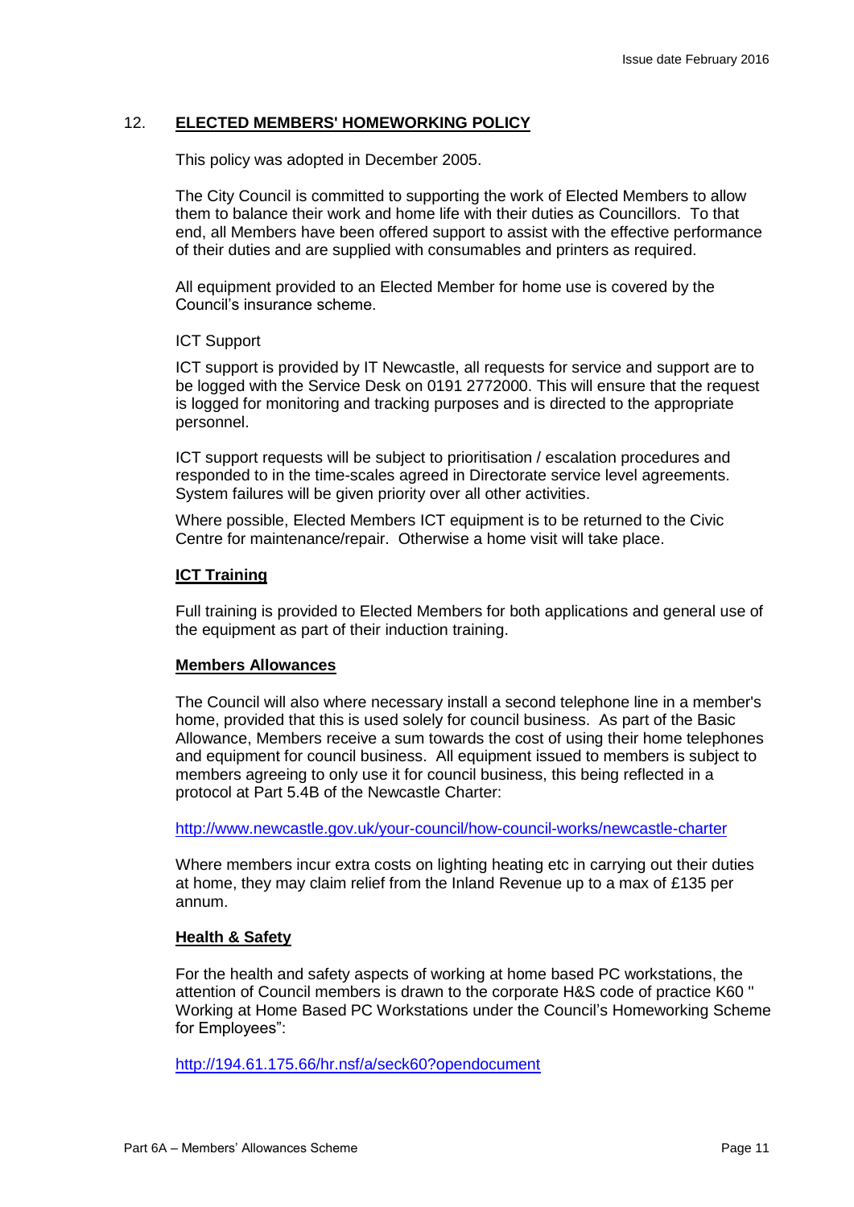## 12. ELECTED MEMBERS' HOMEWORKING POLICY

This policy was adopted in December 2005.

The City Council is committed to supporting the work of Elected Members to allow them to balance their work and home life with their duties as Councillors. To that end, all Members have been offered support to assist with the effective performance of their duties and are supplied with consumables and printers as required.

All equipment provided to an Elected Member for home use is covered by the Council's insurance scheme.

ICT Support

ICT support is provided by IT Newcastle, all requests for service and support are to be logged with the Service Desk on 0191 2772000. This will ensure that the request is logged for monitoring and tracking purposes and is directed to the appropriate personnel.

ICT support requests will be subject to prioritisation / escalation procedures and responded to in the time-scales agreed in Directorate service level agreements. System failures will be given priority over all other activities.

Where possible, Elected Members ICT equipment is to be returned to the Civic Centre for maintenance/repair. Otherwise a home visit will take place.

### ICT Training

Full training is provided to Elected Members for both applications and general use of the equipment as part of their induction training.

### Members Allowances

The Council will also where necessary install a second telephone line in a member's home, provided that this is used solely for council business. As part of the Basic Allowance, Members receive a sum towards the cost of using their home telephones and equipment for council business. All equipment issued to members is subject to members agreeing to only use it for council business, this being reflected in a protocol at Part 5.4B of the Newcastle Charter:

http://www.newcastle.gov.uk/your-council/how-council-works/newcastle-charter

Where members incur extra costs on lighting heating etc in carrying out their duties at home, they may claim relief from the Inland Revenue up to a max of £135 per annum.

### Health & Safety

For the health and safety aspects of working at home based PC workstations, the attention of Council members is drawn to the corporate H&S code of practice K60 " Working at Home Based PC Workstations under the Council's Homeworking Scheme for Employees":

http://194.61.175.66/hr.nsf/a/seck60?opendocument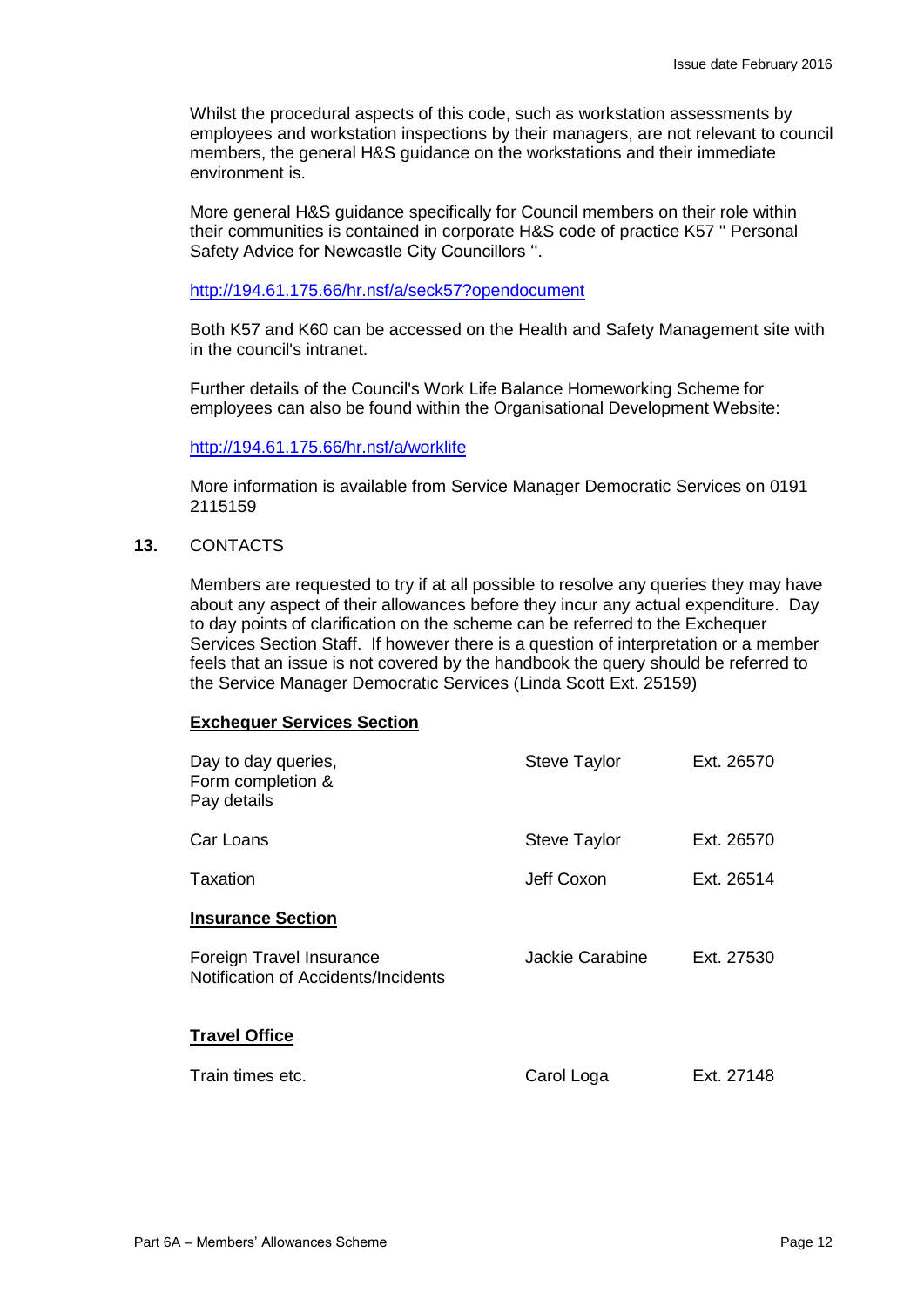Whilst the procedural aspects of this code, such as workstation assessments by employees and workstation inspections by their managers, are not relevant to council members, the general H&S guidance on the workstations and their immediate environment is.

More general H&S guidance specifically for Council members on their role within their communities is contained in corporate H&S code of practice K57 " Personal Safety Advice for Newcastle City Councillors ".

http://194.61.175.66/hr.nsf/a/seck57?opendocument

Both K57 and K60 can be accessed on the Health and Safety Management site with in the council's intranet.

Further details of the Council's Work Life Balance Homeworking Scheme for employees can also be found within the Organisational Development Website:

http://194.61.175.66/hr.nsf/a/worklife

More information is available from Service Manager Democratic Services on 0191 2115159

## 13. CONTACTS

Members are requested to try if at all possible to resolve any queries they may have about any aspect of their allowances before they incur any actual expenditure. Day to day points of clarification on the scheme can be referred to the Exchequer Services Section Staff. If however there is a question of interpretation or a member feels that an issue is not covered by the handbook the query should be referred to the Service Manager Democratic Services (Linda Scott Ext. 25159)

**Exchequer Services Section**

| | | |
|---|---|---|
| Day to day queries, Form completion & Pay details | Steve Taylor | Ext. 26570 |
| Car Loans | Steve Taylor | Ext. 26570 |
| Taxation | Jeff Coxon | Ext. 26514 |

**Insurance Section**

| | | |
|---|---|---|
| Foreign Travel Insurance Notification of Accidents/Incidents | Jackie Carabine | Ext. 27530 |

**Travel Office**

| | | |
|---|---|---|
| Train times etc. | Carol Loga | Ext. 27148 |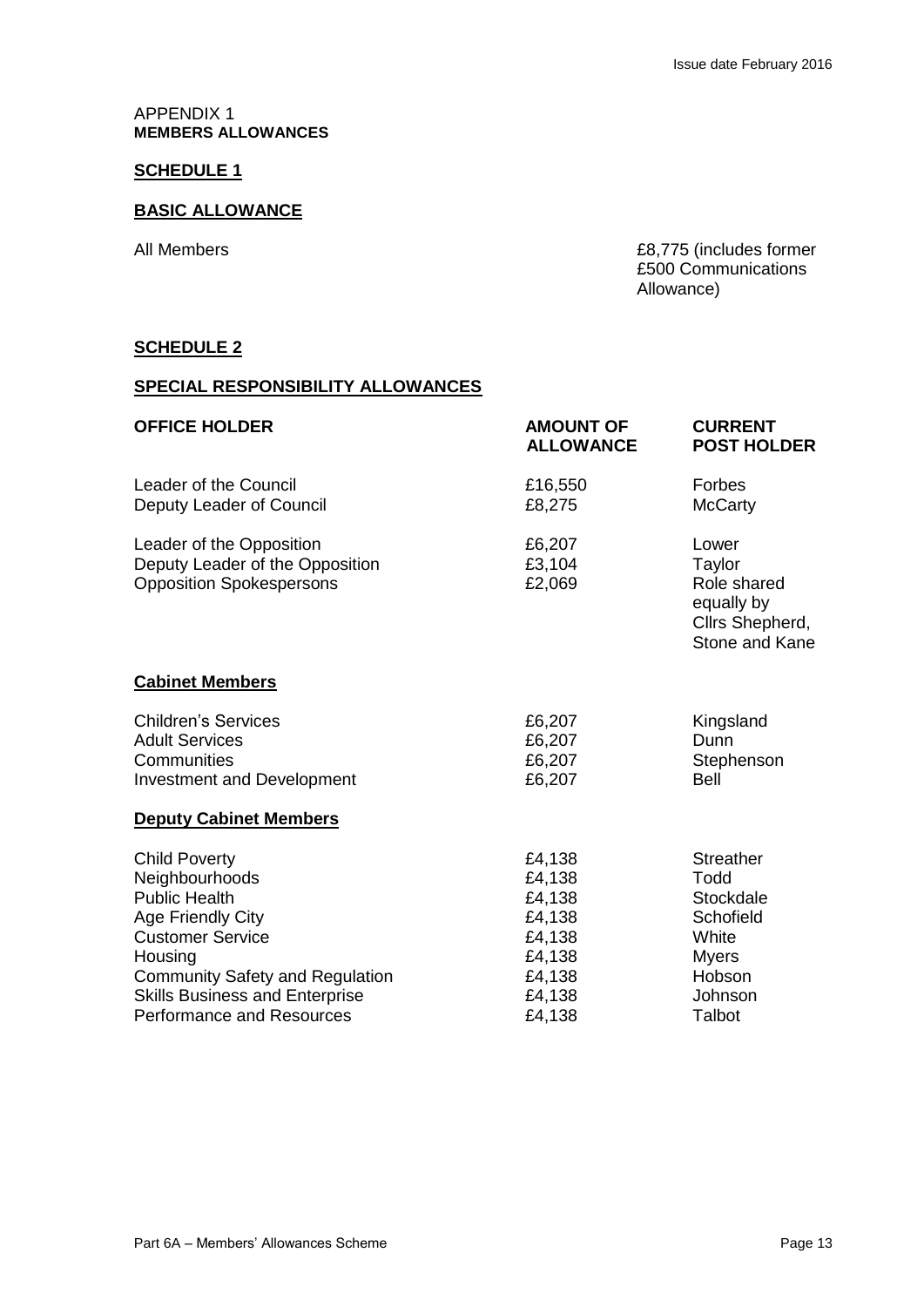Issue date February 2016

APPENDIX 1
**MEMBERS ALLOWANCES**

## SCHEDULE 1

### BASIC ALLOWANCE

| | |
|---|---|
| All Members | £8,775 (includes former £500 Communications Allowance) |

## SCHEDULE 2

### SPECIAL RESPONSIBILITY ALLOWANCES

| OFFICE HOLDER | AMOUNT OF ALLOWANCE | CURRENT POST HOLDER |
|---|---|---|
| Leader of the Council | £16,550 | Forbes |
| Deputy Leader of Council | £8,275 | McCarty |
| Leader of the Opposition | £6,207 | Lower |
| Deputy Leader of the Opposition | £3,104 | Taylor |
| Opposition Spokespersons | £2,069 | Role shared equally by Cllrs Shepherd, Stone and Kane |
| **Cabinet Members** | | |
| Children's Services | £6,207 | Kingsland |
| Adult Services | £6,207 | Dunn |
| Communities | £6,207 | Stephenson |
| Investment and Development | £6,207 | Bell |
| **Deputy Cabinet Members** | | |
| Child Poverty | £4,138 | Streather |
| Neighbourhoods | £4,138 | Todd |
| Public Health | £4,138 | Stockdale |
| Age Friendly City | £4,138 | Schofield |
| Customer Service | £4,138 | White |
| Housing | £4,138 | Myers |
| Community Safety and Regulation | £4,138 | Hobson |
| Skills Business and Enterprise | £4,138 | Johnson |
| Performance and Resources | £4,138 | Talbot |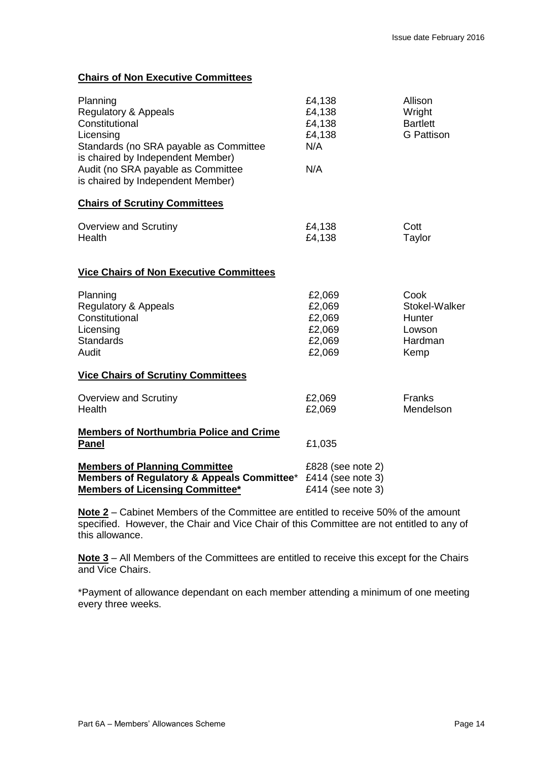**Chairs of Non Executive Committees**

| | | |
|---|---|---|
| Planning | £4,138 | Allison |
| Regulatory & Appeals | £4,138 | Wright |
| Constitutional | £4,138 | Bartlett |
| Licensing | £4,138 | G Pattison |
| Standards (no SRA payable as Committee is chaired by Independent Member) | N/A | |
| Audit (no SRA payable as Committee is chaired by Independent Member) | N/A | |

**Chairs of Scrutiny Committees**

| | | |
|---|---|---|
| Overview and Scrutiny | £4,138 | Cott |
| Health | £4,138 | Taylor |

**Vice Chairs of Non Executive Committees**

| | | |
|---|---|---|
| Planning | £2,069 | Cook |
| Regulatory & Appeals | £2,069 | Stokel-Walker |
| Constitutional | £2,069 | Hunter |
| Licensing | £2,069 | Lowson |
| Standards | £2,069 | Hardman |
| Audit | £2,069 | Kemp |

**Vice Chairs of Scrutiny Committees**

| | | |
|---|---|---|
| Overview and Scrutiny | £2,069 | Franks |
| Health | £2,069 | Mendelson |

| | |
|---|---|
| **Members of Northumbria Police and Crime Panel** | £1,035 |
| **Members of Planning Committee** | £828 (see note 2) |
| **Members of Regulatory & Appeals Committee*** | £414 (see note 3) |
| **Members of Licensing Committee*** | £414 (see note 3) |

**Note 2** – Cabinet Members of the Committee are entitled to receive 50% of the amount specified. However, the Chair and Vice Chair of this Committee are not entitled to any of this allowance.

**Note 3** – All Members of the Committees are entitled to receive this except for the Chairs and Vice Chairs.

*Payment of allowance dependant on each member attending a minimum of one meeting every three weeks.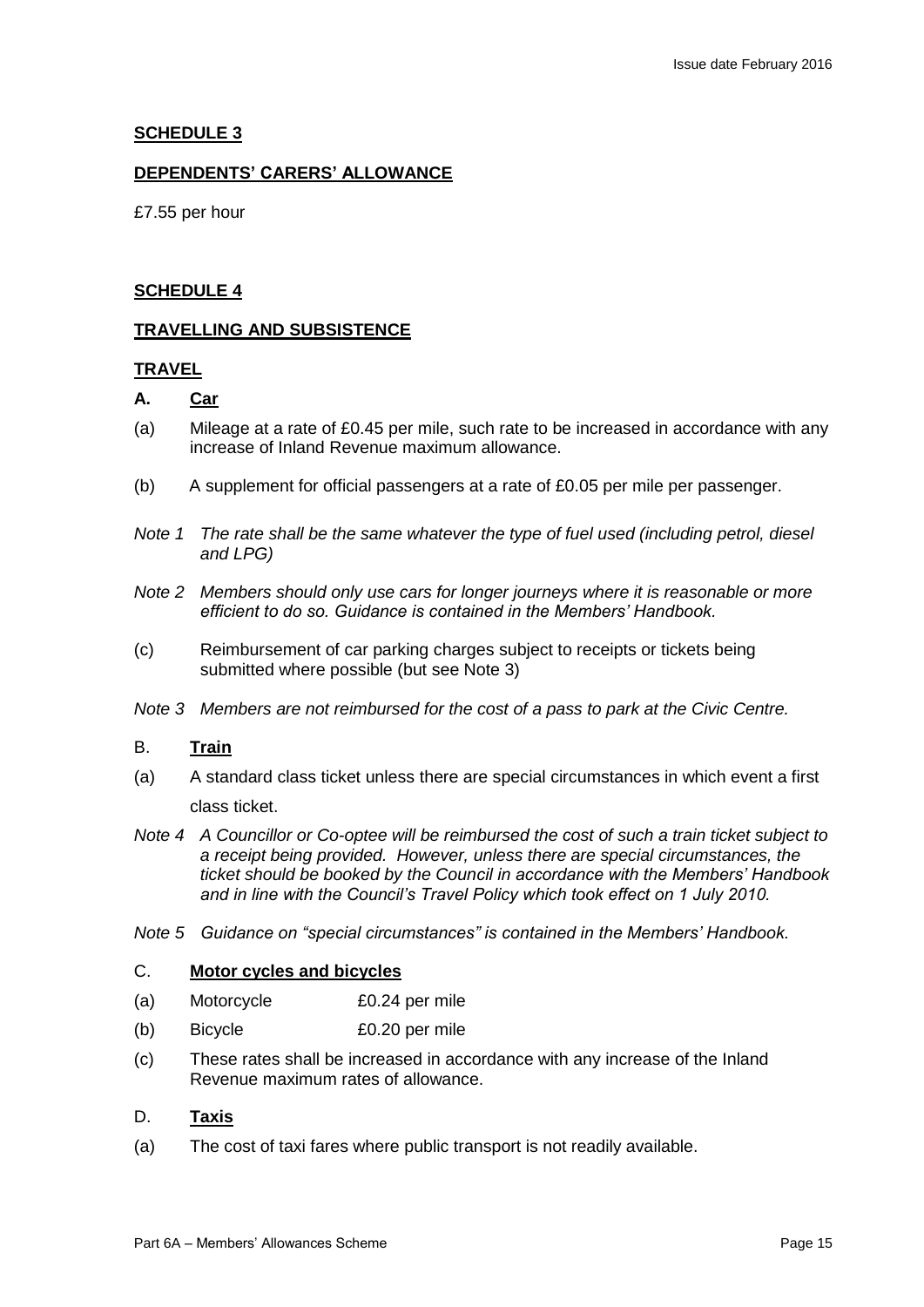**SCHEDULE 3**

**DEPENDENTS' CARERS' ALLOWANCE**

£7.55 per hour

**SCHEDULE 4**

**TRAVELLING AND SUBSISTENCE**

**TRAVEL**

**A. Car**

(a) Mileage at a rate of £0.45 per mile, such rate to be increased in accordance with any increase of Inland Revenue maximum allowance.

(b) A supplement for official passengers at a rate of £0.05 per mile per passenger.

*Note 1 The rate shall be the same whatever the type of fuel used (including petrol, diesel and LPG)*

*Note 2 Members should only use cars for longer journeys where it is reasonable or more efficient to do so. Guidance is contained in the Members' Handbook.*

(c) Reimbursement of car parking charges subject to receipts or tickets being submitted where possible (but see Note 3)

*Note 3 Members are not reimbursed for the cost of a pass to park at the Civic Centre.*

**B. Train**

(a) A standard class ticket unless there are special circumstances in which event a first class ticket.

*Note 4 A Councillor or Co-optee will be reimbursed the cost of such a train ticket subject to a receipt being provided. However, unless there are special circumstances, the ticket should be booked by the Council in accordance with the Members' Handbook and in line with the Council's Travel Policy which took effect on 1 July 2010.*

*Note 5 Guidance on "special circumstances" is contained in the Members' Handbook.*

**C. Motor cycles and bicycles**

(a) Motorcycle £0.24 per mile

(b) Bicycle £0.20 per mile

(c) These rates shall be increased in accordance with any increase of the Inland Revenue maximum rates of allowance.

**D. Taxis**

(a) The cost of taxi fares where public transport is not readily available.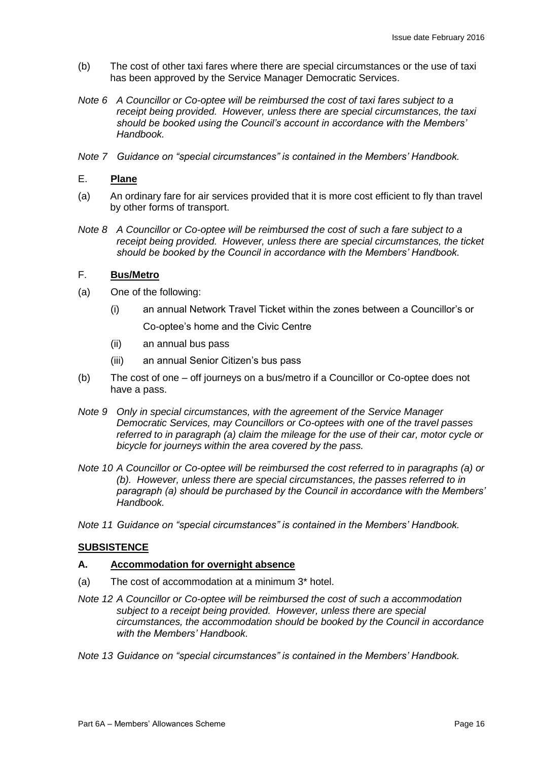(b) The cost of other taxi fares where there are special circumstances or the use of taxi has been approved by the Service Manager Democratic Services.

*Note 6 A Councillor or Co-optee will be reimbursed the cost of taxi fares subject to a receipt being provided. However, unless there are special circumstances, the taxi should be booked using the Council's account in accordance with the Members' Handbook.*

*Note 7 Guidance on "special circumstances" is contained in the Members' Handbook.*

E. **Plane**

(a) An ordinary fare for air services provided that it is more cost efficient to fly than travel by other forms of transport.

*Note 8 A Councillor or Co-optee will be reimbursed the cost of such a fare subject to a receipt being provided. However, unless there are special circumstances, the ticket should be booked by the Council in accordance with the Members' Handbook.*

F. **Bus/Metro**

(a) One of the following:

(i) an annual Network Travel Ticket within the zones between a Councillor's or Co-optee's home and the Civic Centre

(ii) an annual bus pass

(iii) an annual Senior Citizen's bus pass

(b) The cost of one – off journeys on a bus/metro if a Councillor or Co-optee does not have a pass.

*Note 9 Only in special circumstances, with the agreement of the Service Manager Democratic Services, may Councillors or Co-optees with one of the travel passes referred to in paragraph (a) claim the mileage for the use of their car, motor cycle or bicycle for journeys within the area covered by the pass.*

*Note 10 A Councillor or Co-optee will be reimbursed the cost referred to in paragraphs (a) or (b). However, unless there are special circumstances, the passes referred to in paragraph (a) should be purchased by the Council in accordance with the Members' Handbook.*

*Note 11 Guidance on "special circumstances" is contained in the Members' Handbook.*

**SUBSISTENCE**

**A. Accommodation for overnight absence**

(a) The cost of accommodation at a minimum 3* hotel.

*Note 12 A Councillor or Co-optee will be reimbursed the cost of such a accommodation subject to a receipt being provided. However, unless there are special circumstances, the accommodation should be booked by the Council in accordance with the Members' Handbook.*

*Note 13 Guidance on "special circumstances" is contained in the Members' Handbook.*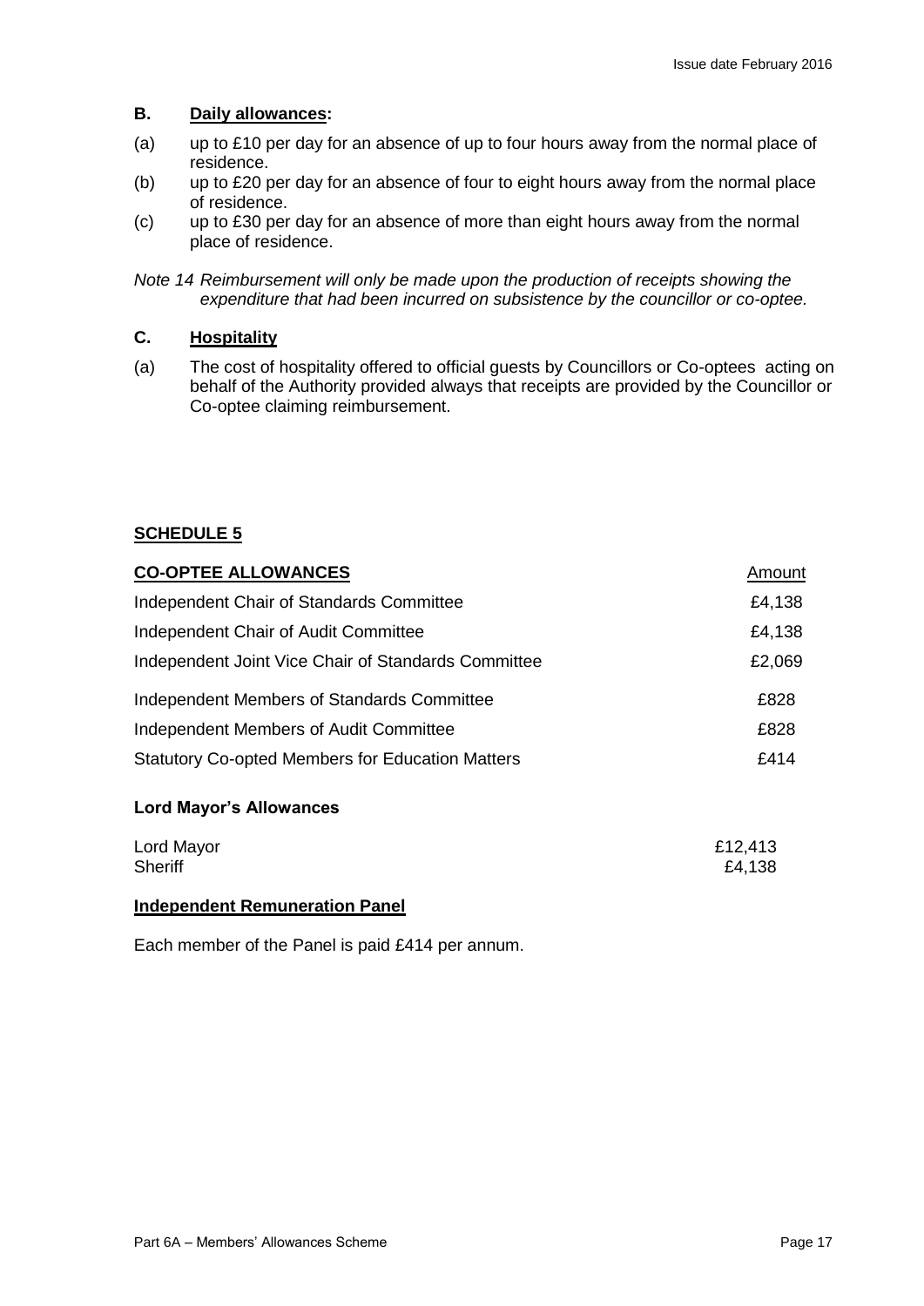## B. Daily allowances:

(a) up to £10 per day for an absence of up to four hours away from the normal place of residence.

(b) up to £20 per day for an absence of four to eight hours away from the normal place of residence.

(c) up to £30 per day for an absence of more than eight hours away from the normal place of residence.

*Note 14 Reimbursement will only be made upon the production of receipts showing the expenditure that had been incurred on subsistence by the councillor or co-optee.*

## C. Hospitality

(a) The cost of hospitality offered to official guests by Councillors or Co-optees acting on behalf of the Authority provided always that receipts are provided by the Councillor or Co-optee claiming reimbursement.

## SCHEDULE 5

| **CO-OPTEE ALLOWANCES** | Amount |
|---|---|
| Independent Chair of Standards Committee | £4,138 |
| Independent Chair of Audit Committee | £4,138 |
| Independent Joint Vice Chair of Standards Committee | £2,069 |
| Independent Members of Standards Committee | £828 |
| Independent Members of Audit Committee | £828 |
| Statutory Co-opted Members for Education Matters | £414 |

### Lord Mayor's Allowances

| | |
|---|---|
| Lord Mayor | £12,413 |
| Sheriff | £4,138 |

### Independent Remuneration Panel

Each member of the Panel is paid £414 per annum.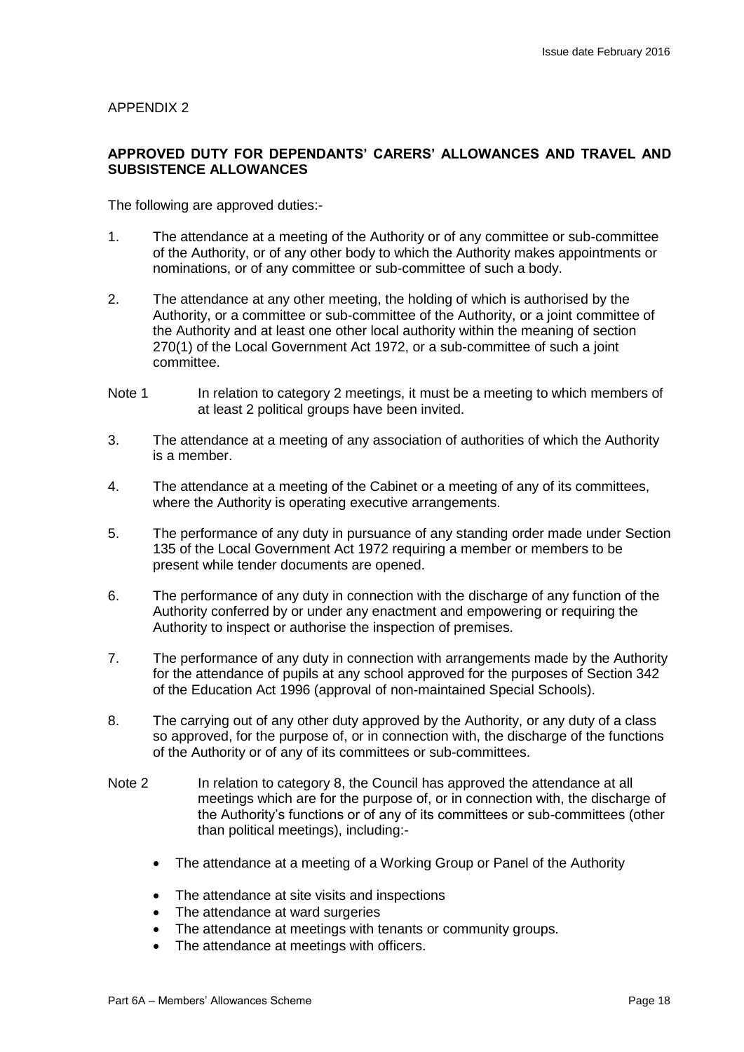APPENDIX 2

**APPROVED DUTY FOR DEPENDANTS' CARERS' ALLOWANCES AND TRAVEL AND SUBSISTENCE ALLOWANCES**

The following are approved duties:-

1. The attendance at a meeting of the Authority or of any committee or sub-committee of the Authority, or of any other body to which the Authority makes appointments or nominations, or of any committee or sub-committee of such a body.

2. The attendance at any other meeting, the holding of which is authorised by the Authority, or a committee or sub-committee of the Authority, or a joint committee of the Authority and at least one other local authority within the meaning of section 270(1) of the Local Government Act 1972, or a sub-committee of such a joint committee.

Note 1 In relation to category 2 meetings, it must be a meeting to which members of at least 2 political groups have been invited.

3. The attendance at a meeting of any association of authorities of which the Authority is a member.

4. The attendance at a meeting of the Cabinet or a meeting of any of its committees, where the Authority is operating executive arrangements.

5. The performance of any duty in pursuance of any standing order made under Section 135 of the Local Government Act 1972 requiring a member or members to be present while tender documents are opened.

6. The performance of any duty in connection with the discharge of any function of the Authority conferred by or under any enactment and empowering or requiring the Authority to inspect or authorise the inspection of premises.

7. The performance of any duty in connection with arrangements made by the Authority for the attendance of pupils at any school approved for the purposes of Section 342 of the Education Act 1996 (approval of non-maintained Special Schools).

8. The carrying out of any other duty approved by the Authority, or any duty of a class so approved, for the purpose of, or in connection with, the discharge of the functions of the Authority or of any of its committees or sub-committees.

Note 2 In relation to category 8, the Council has approved the attendance at all meetings which are for the purpose of, or in connection with, the discharge of the Authority's functions or of any of its committees or sub-committees (other than political meetings), including:-

- The attendance at a meeting of a Working Group or Panel of the Authority
- The attendance at site visits and inspections
- The attendance at ward surgeries
- The attendance at meetings with tenants or community groups.
- The attendance at meetings with officers.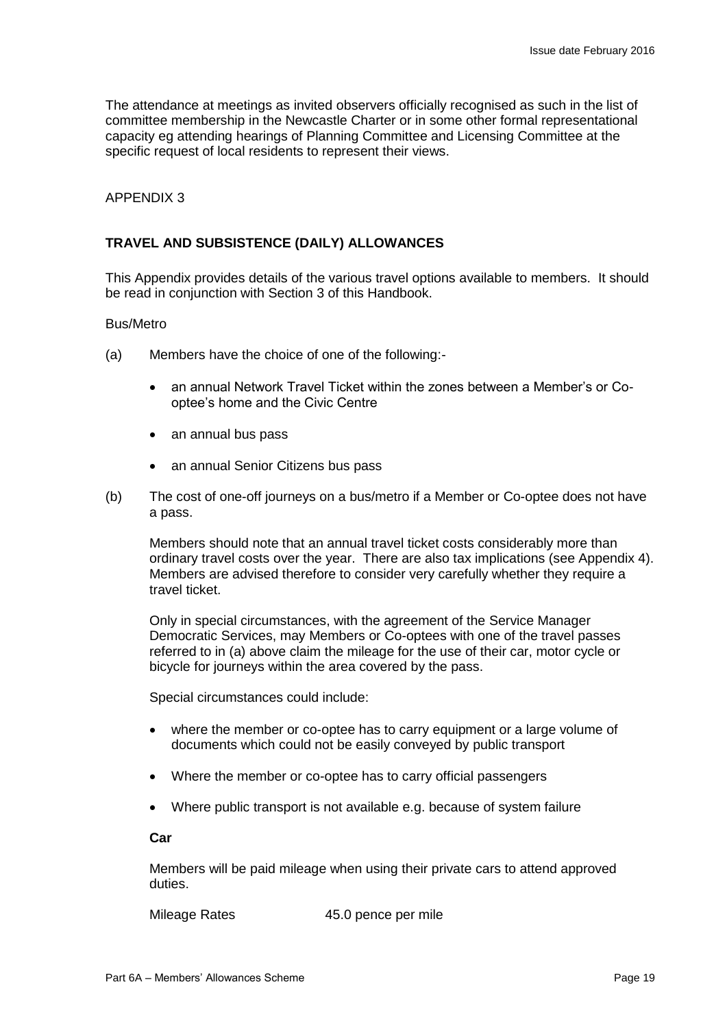The attendance at meetings as invited observers officially recognised as such in the list of committee membership in the Newcastle Charter or in some other formal representational capacity eg attending hearings of Planning Committee and Licensing Committee at the specific request of local residents to represent their views.

APPENDIX 3

## TRAVEL AND SUBSISTENCE (DAILY) ALLOWANCES

This Appendix provides details of the various travel options available to members. It should be read in conjunction with Section 3 of this Handbook.

Bus/Metro

(a) Members have the choice of one of the following:-

- an annual Network Travel Ticket within the zones between a Member's or Co-optee's home and the Civic Centre
- an annual bus pass
- an annual Senior Citizens bus pass

(b) The cost of one-off journeys on a bus/metro if a Member or Co-optee does not have a pass.

Members should note that an annual travel ticket costs considerably more than ordinary travel costs over the year. There are also tax implications (see Appendix 4). Members are advised therefore to consider very carefully whether they require a travel ticket.

Only in special circumstances, with the agreement of the Service Manager Democratic Services, may Members or Co-optees with one of the travel passes referred to in (a) above claim the mileage for the use of their car, motor cycle or bicycle for journeys within the area covered by the pass.

Special circumstances could include:

- where the member or co-optee has to carry equipment or a large volume of documents which could not be easily conveyed by public transport
- Where the member or co-optee has to carry official passengers
- Where public transport is not available e.g. because of system failure

**Car**

Members will be paid mileage when using their private cars to attend approved duties.

Mileage Rates 45.0 pence per mile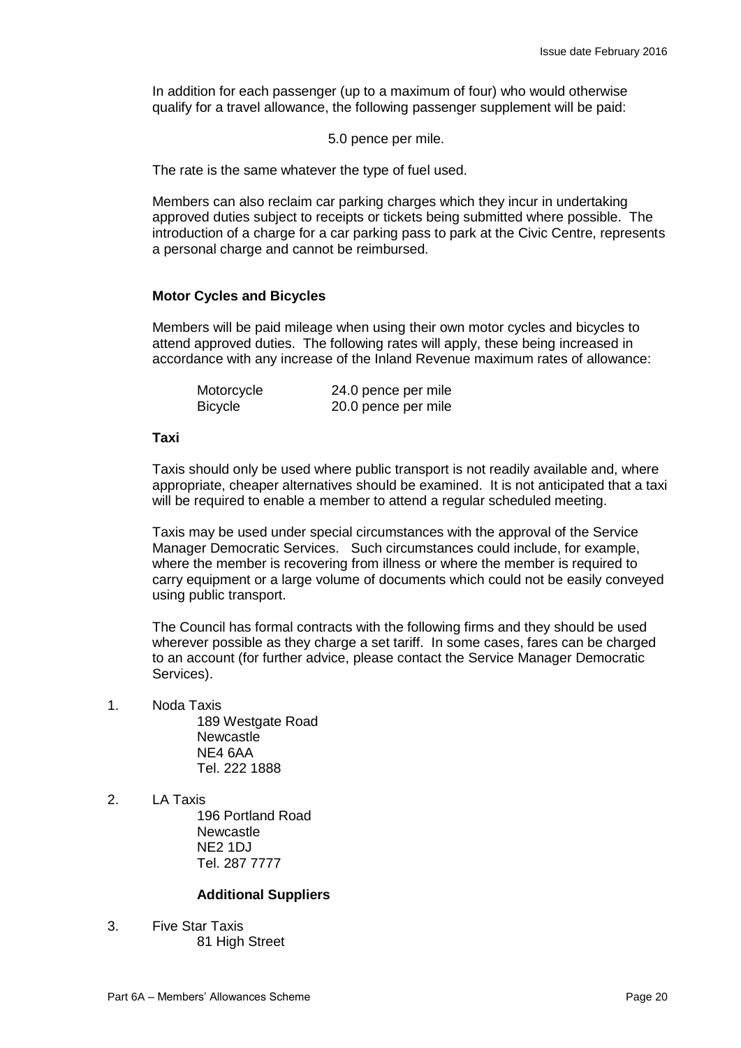In addition for each passenger (up to a maximum of four) who would otherwise qualify for a travel allowance, the following passenger supplement will be paid:

5.0 pence per mile.

The rate is the same whatever the type of fuel used.

Members can also reclaim car parking charges which they incur in undertaking approved duties subject to receipts or tickets being submitted where possible. The introduction of a charge for a car parking pass to park at the Civic Centre, represents a personal charge and cannot be reimbursed.

**Motor Cycles and Bicycles**

Members will be paid mileage when using their own motor cycles and bicycles to attend approved duties. The following rates will apply, these being increased in accordance with any increase of the Inland Revenue maximum rates of allowance:

| | |
|---|---|
| Motorcycle | 24.0 pence per mile |
| Bicycle | 20.0 pence per mile |

**Taxi**

Taxis should only be used where public transport is not readily available and, where appropriate, cheaper alternatives should be examined. It is not anticipated that a taxi will be required to enable a member to attend a regular scheduled meeting.

Taxis may be used under special circumstances with the approval of the Service Manager Democratic Services. Such circumstances could include, for example, where the member is recovering from illness or where the member is required to carry equipment or a large volume of documents which could not be easily conveyed using public transport.

The Council has formal contracts with the following firms and they should be used wherever possible as they charge a set tariff. In some cases, fares can be charged to an account (for further advice, please contact the Service Manager Democratic Services).

1. Noda Taxis
   189 Westgate Road
   Newcastle
   NE4 6AA
   Tel. 222 1888

2. LA Taxis
   196 Portland Road
   Newcastle
   NE2 1DJ
   Tel. 287 7777

**Additional Suppliers**

3. Five Star Taxis
   81 High Street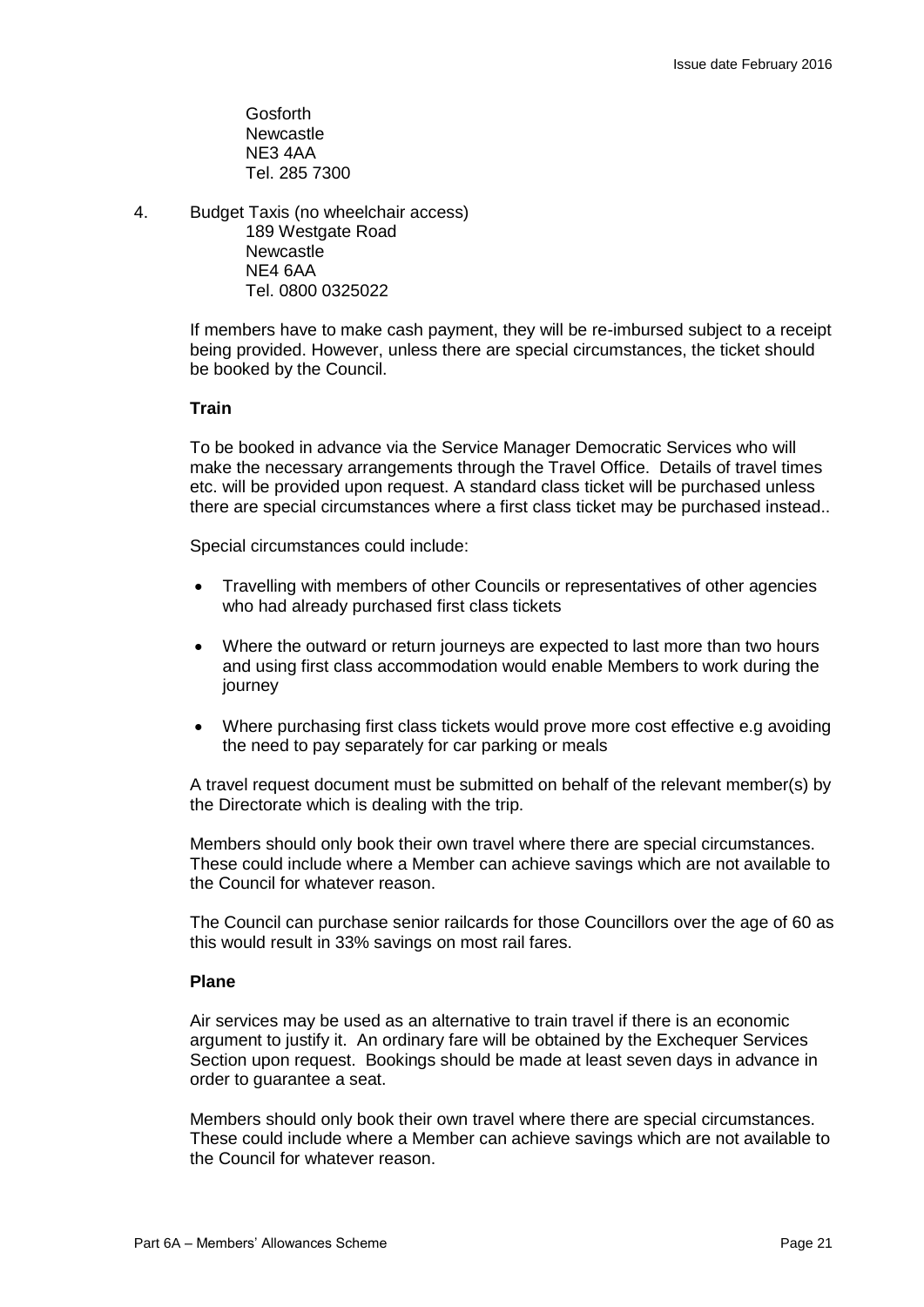Gosforth
Newcastle
NE3 4AA
Tel. 285 7300

4. Budget Taxis (no wheelchair access)
   189 Westgate Road
   Newcastle
   NE4 6AA
   Tel. 0800 0325022

If members have to make cash payment, they will be re-imbursed subject to a receipt being provided. However, unless there are special circumstances, the ticket should be booked by the Council.

**Train**

To be booked in advance via the Service Manager Democratic Services who will make the necessary arrangements through the Travel Office. Details of travel times etc. will be provided upon request. A standard class ticket will be purchased unless there are special circumstances where a first class ticket may be purchased instead..

Special circumstances could include:

- Travelling with members of other Councils or representatives of other agencies who had already purchased first class tickets
- Where the outward or return journeys are expected to last more than two hours and using first class accommodation would enable Members to work during the journey
- Where purchasing first class tickets would prove more cost effective e.g avoiding the need to pay separately for car parking or meals

A travel request document must be submitted on behalf of the relevant member(s) by the Directorate which is dealing with the trip.

Members should only book their own travel where there are special circumstances. These could include where a Member can achieve savings which are not available to the Council for whatever reason.

The Council can purchase senior railcards for those Councillors over the age of 60 as this would result in 33% savings on most rail fares.

**Plane**

Air services may be used as an alternative to train travel if there is an economic argument to justify it. An ordinary fare will be obtained by the Exchequer Services Section upon request. Bookings should be made at least seven days in advance in order to guarantee a seat.

Members should only book their own travel where there are special circumstances. These could include where a Member can achieve savings which are not available to the Council for whatever reason.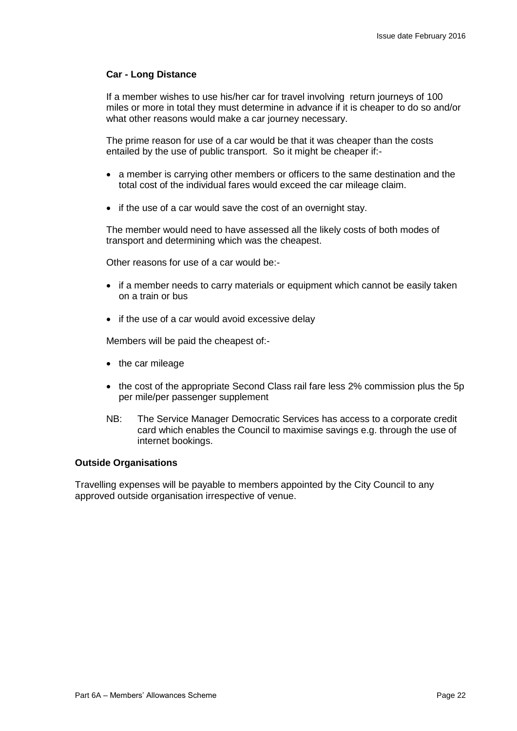**Car - Long Distance**

If a member wishes to use his/her car for travel involving return journeys of 100 miles or more in total they must determine in advance if it is cheaper to do so and/or what other reasons would make a car journey necessary.

The prime reason for use of a car would be that it was cheaper than the costs entailed by the use of public transport. So it might be cheaper if:-

- a member is carrying other members or officers to the same destination and the total cost of the individual fares would exceed the car mileage claim.
- if the use of a car would save the cost of an overnight stay.

The member would need to have assessed all the likely costs of both modes of transport and determining which was the cheapest.

Other reasons for use of a car would be:-

- if a member needs to carry materials or equipment which cannot be easily taken on a train or bus
- if the use of a car would avoid excessive delay

Members will be paid the cheapest of:-

- the car mileage
- the cost of the appropriate Second Class rail fare less 2% commission plus the 5p per mile/per passenger supplement

NB: The Service Manager Democratic Services has access to a corporate credit card which enables the Council to maximise savings e.g. through the use of internet bookings.

**Outside Organisations**

Travelling expenses will be payable to members appointed by the City Council to any approved outside organisation irrespective of venue.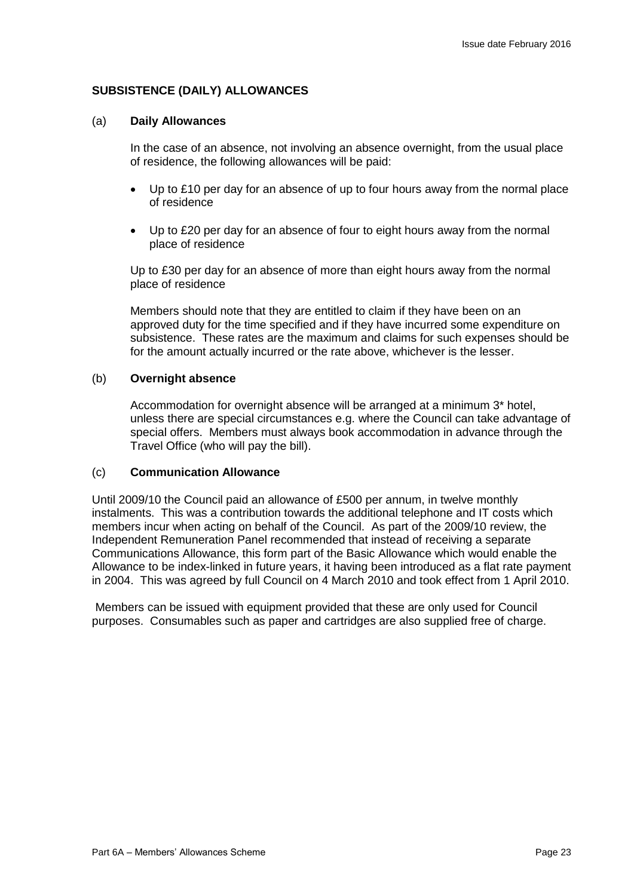## SUBSISTENCE (DAILY) ALLOWANCES

### (a) Daily Allowances

In the case of an absence, not involving an absence overnight, from the usual place of residence, the following allowances will be paid:

- Up to £10 per day for an absence of up to four hours away from the normal place of residence
- Up to £20 per day for an absence of four to eight hours away from the normal place of residence

Up to £30 per day for an absence of more than eight hours away from the normal place of residence

Members should note that they are entitled to claim if they have been on an approved duty for the time specified and if they have incurred some expenditure on subsistence. These rates are the maximum and claims for such expenses should be for the amount actually incurred or the rate above, whichever is the lesser.

### (b) Overnight absence

Accommodation for overnight absence will be arranged at a minimum 3* hotel, unless there are special circumstances e.g. where the Council can take advantage of special offers. Members must always book accommodation in advance through the Travel Office (who will pay the bill).

### (c) Communication Allowance

Until 2009/10 the Council paid an allowance of £500 per annum, in twelve monthly instalments. This was a contribution towards the additional telephone and IT costs which members incur when acting on behalf of the Council. As part of the 2009/10 review, the Independent Remuneration Panel recommended that instead of receiving a separate Communications Allowance, this form part of the Basic Allowance which would enable the Allowance to be index-linked in future years, it having been introduced as a flat rate payment in 2004. This was agreed by full Council on 4 March 2010 and took effect from 1 April 2010.

Members can be issued with equipment provided that these are only used for Council purposes. Consumables such as paper and cartridges are also supplied free of charge.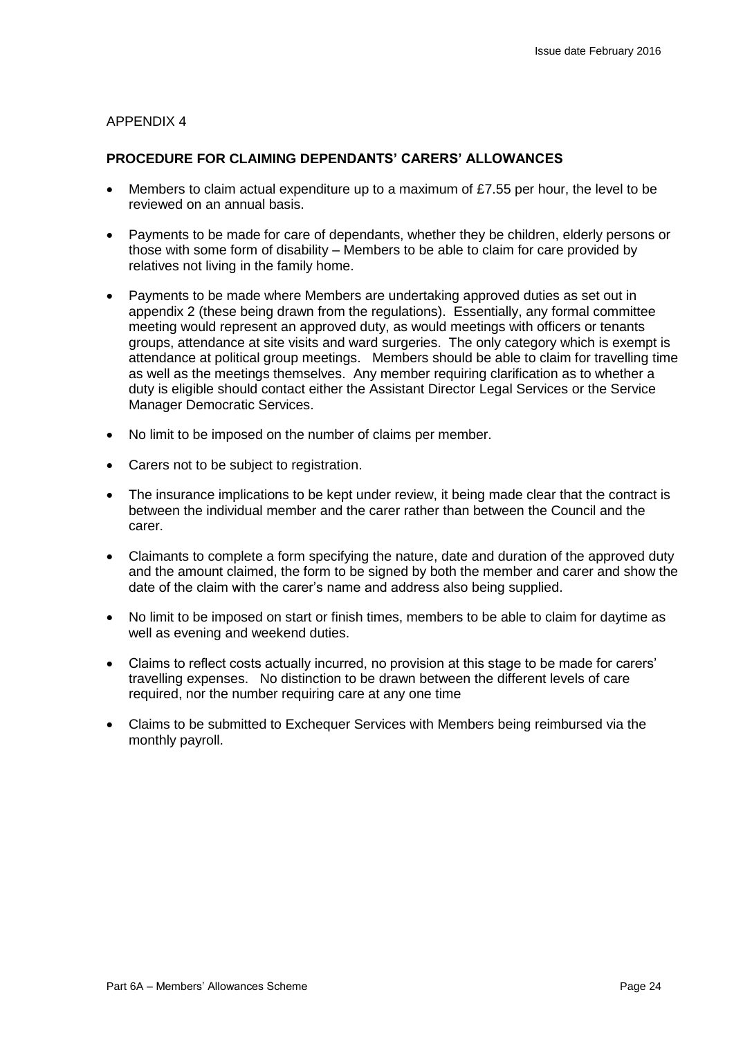APPENDIX 4

**PROCEDURE FOR CLAIMING DEPENDANTS' CARERS' ALLOWANCES**

- Members to claim actual expenditure up to a maximum of £7.55 per hour, the level to be reviewed on an annual basis.
- Payments to be made for care of dependants, whether they be children, elderly persons or those with some form of disability – Members to be able to claim for care provided by relatives not living in the family home.
- Payments to be made where Members are undertaking approved duties as set out in appendix 2 (these being drawn from the regulations). Essentially, any formal committee meeting would represent an approved duty, as would meetings with officers or tenants groups, attendance at site visits and ward surgeries. The only category which is exempt is attendance at political group meetings. Members should be able to claim for travelling time as well as the meetings themselves. Any member requiring clarification as to whether a duty is eligible should contact either the Assistant Director Legal Services or the Service Manager Democratic Services.
- No limit to be imposed on the number of claims per member.
- Carers not to be subject to registration.
- The insurance implications to be kept under review, it being made clear that the contract is between the individual member and the carer rather than between the Council and the carer.
- Claimants to complete a form specifying the nature, date and duration of the approved duty and the amount claimed, the form to be signed by both the member and carer and show the date of the claim with the carer's name and address also being supplied.
- No limit to be imposed on start or finish times, members to be able to claim for daytime as well as evening and weekend duties.
- Claims to reflect costs actually incurred, no provision at this stage to be made for carers' travelling expenses. No distinction to be drawn between the different levels of care required, nor the number requiring care at any one time
- Claims to be submitted to Exchequer Services with Members being reimbursed via the monthly payroll.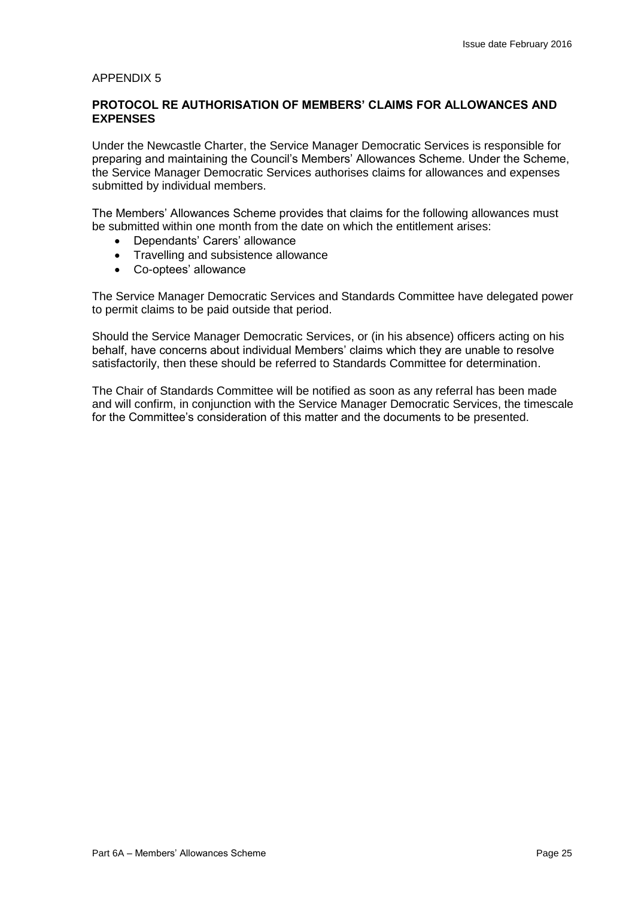APPENDIX 5

## PROTOCOL RE AUTHORISATION OF MEMBERS' CLAIMS FOR ALLOWANCES AND EXPENSES

Under the Newcastle Charter, the Service Manager Democratic Services is responsible for preparing and maintaining the Council's Members' Allowances Scheme. Under the Scheme, the Service Manager Democratic Services authorises claims for allowances and expenses submitted by individual members.

The Members' Allowances Scheme provides that claims for the following allowances must be submitted within one month from the date on which the entitlement arises:

- Dependants' Carers' allowance
- Travelling and subsistence allowance
- Co-optees' allowance

The Service Manager Democratic Services and Standards Committee have delegated power to permit claims to be paid outside that period.

Should the Service Manager Democratic Services, or (in his absence) officers acting on his behalf, have concerns about individual Members' claims which they are unable to resolve satisfactorily, then these should be referred to Standards Committee for determination.

The Chair of Standards Committee will be notified as soon as any referral has been made and will confirm, in conjunction with the Service Manager Democratic Services, the timescale for the Committee's consideration of this matter and the documents to be presented.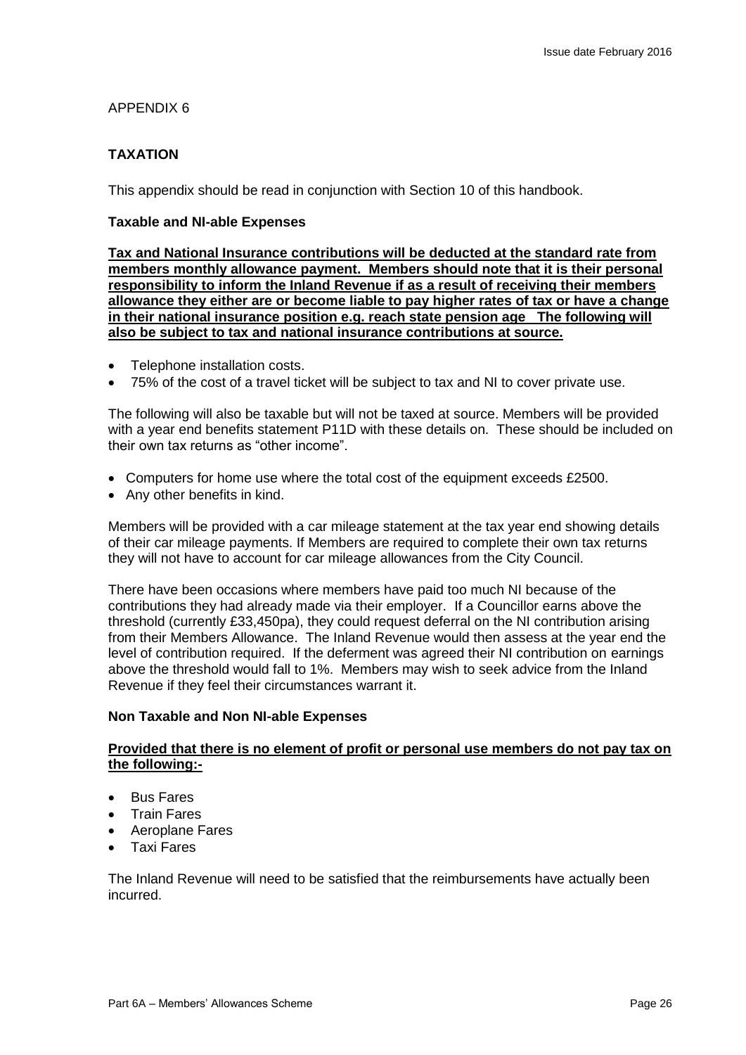APPENDIX 6

## TAXATION

This appendix should be read in conjunction with Section 10 of this handbook.

### Taxable and NI-able Expenses

**Tax and National Insurance contributions will be deducted at the standard rate from members monthly allowance payment. Members should note that it is their personal responsibility to inform the Inland Revenue if as a result of receiving their members allowance they either are or become liable to pay higher rates of tax or have a change in their national insurance position e.g. reach state pension age The following will also be subject to tax and national insurance contributions at source.**

- Telephone installation costs.
- 75% of the cost of a travel ticket will be subject to tax and NI to cover private use.

The following will also be taxable but will not be taxed at source. Members will be provided with a year end benefits statement P11D with these details on. These should be included on their own tax returns as "other income".

- Computers for home use where the total cost of the equipment exceeds £2500.
- Any other benefits in kind.

Members will be provided with a car mileage statement at the tax year end showing details of their car mileage payments. If Members are required to complete their own tax returns they will not have to account for car mileage allowances from the City Council.

There have been occasions where members have paid too much NI because of the contributions they had already made via their employer. If a Councillor earns above the threshold (currently £33,450pa), they could request deferral on the NI contribution arising from their Members Allowance. The Inland Revenue would then assess at the year end the level of contribution required. If the deferment was agreed their NI contribution on earnings above the threshold would fall to 1%. Members may wish to seek advice from the Inland Revenue if they feel their circumstances warrant it.

### Non Taxable and Non NI-able Expenses

**Provided that there is no element of profit or personal use members do not pay tax on the following:-**

- Bus Fares
- Train Fares
- Aeroplane Fares
- Taxi Fares

The Inland Revenue will need to be satisfied that the reimbursements have actually been incurred.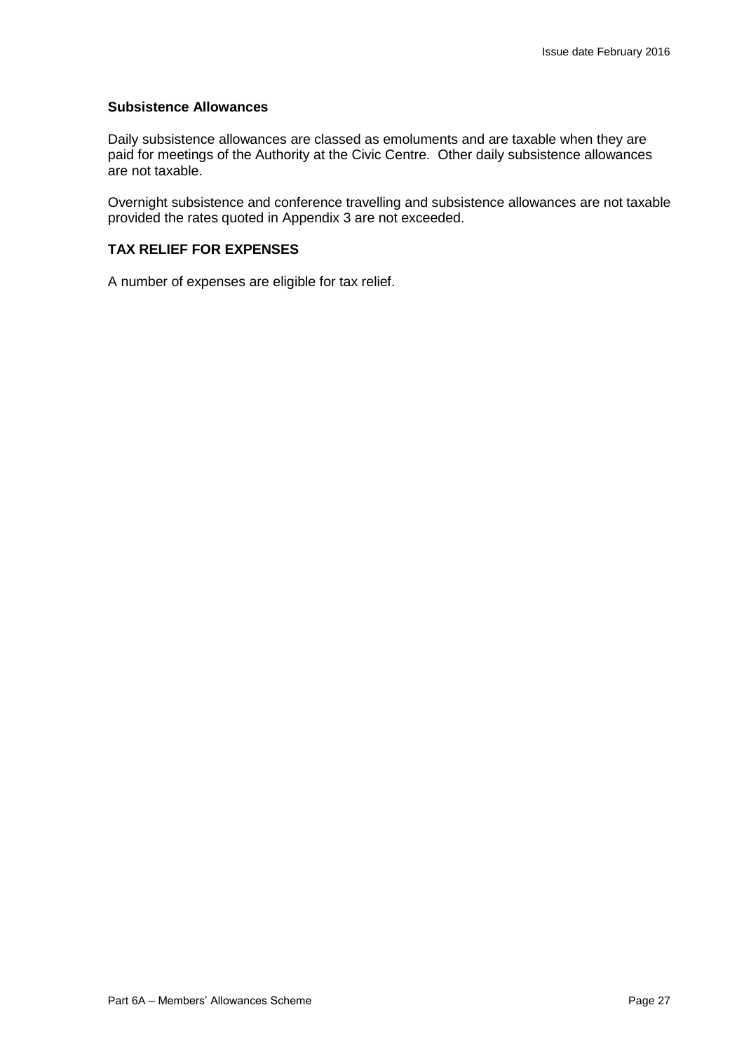### Subsistence Allowances

Daily subsistence allowances are classed as emoluments and are taxable when they are paid for meetings of the Authority at the Civic Centre. Other daily subsistence allowances are not taxable.

Overnight subsistence and conference travelling and subsistence allowances are not taxable provided the rates quoted in Appendix 3 are not exceeded.

## TAX RELIEF FOR EXPENSES

A number of expenses are eligible for tax relief.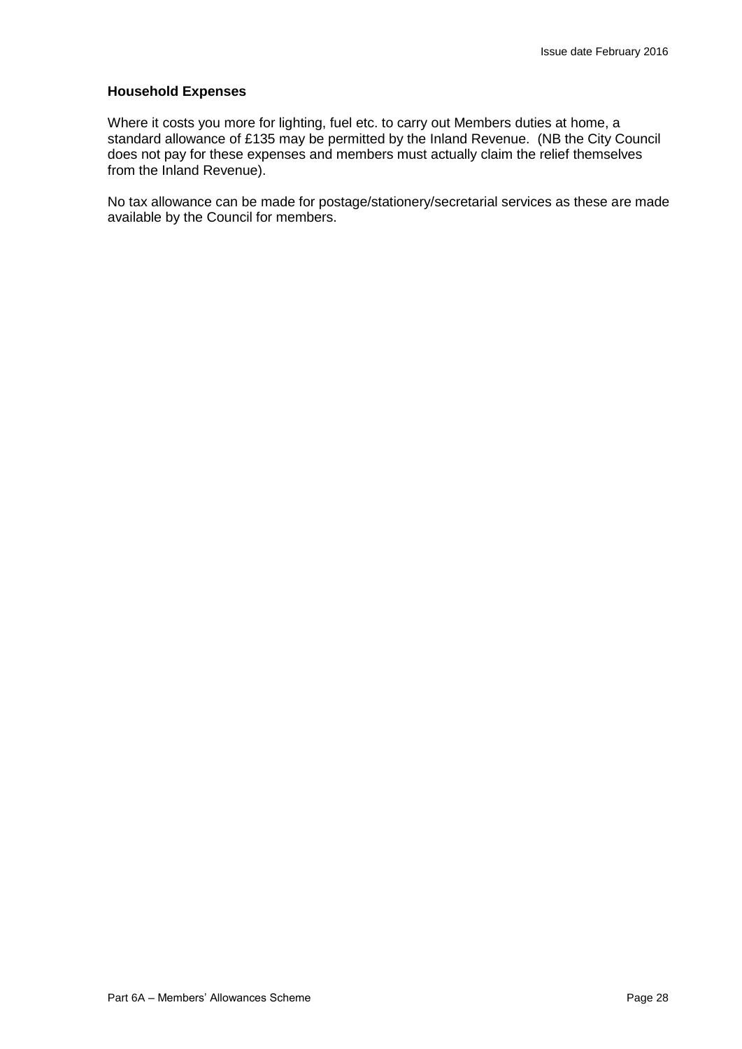**Household Expenses**

Where it costs you more for lighting, fuel etc. to carry out Members duties at home, a standard allowance of £135 may be permitted by the Inland Revenue. (NB the City Council does not pay for these expenses and members must actually claim the relief themselves from the Inland Revenue).

No tax allowance can be made for postage/stationery/secretarial services as these are made available by the Council for members.